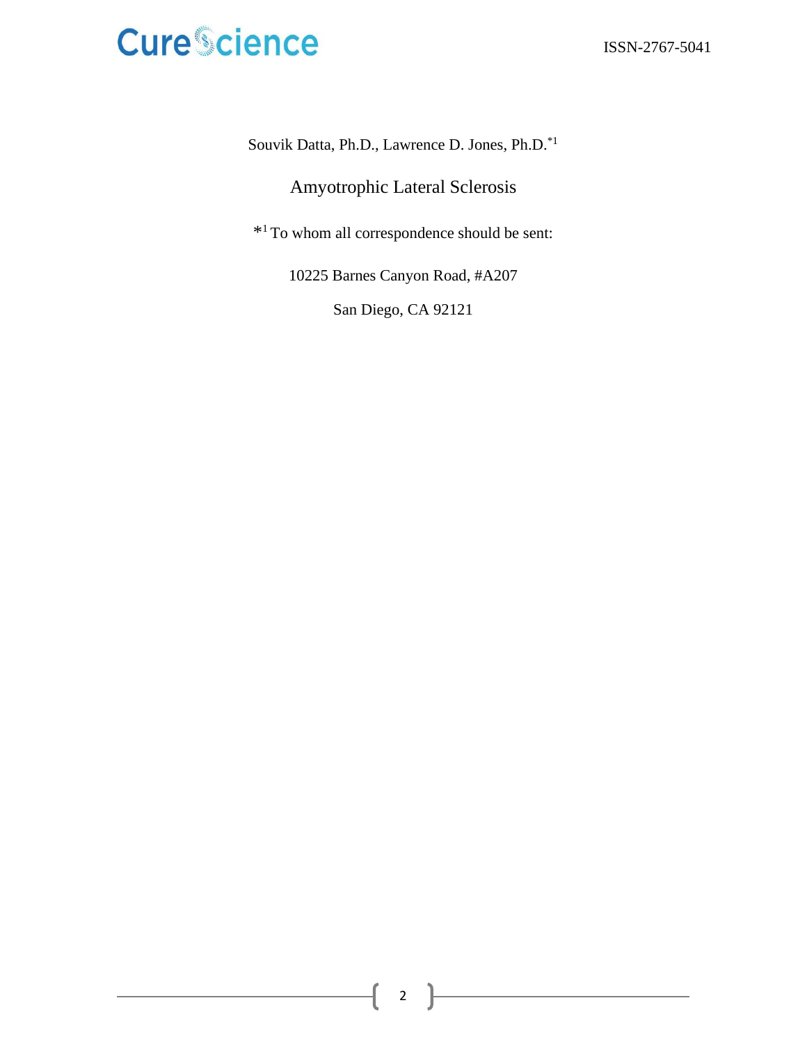Souvik Datta, Ph.D., Lawrence D. Jones, Ph.D.[*1]

# Amyotrophic Lateral Sclerosis

[*1] To whom all correspondence should be sent:

10225 Barnes Canyon Road, #A207

San Diego, CA 92121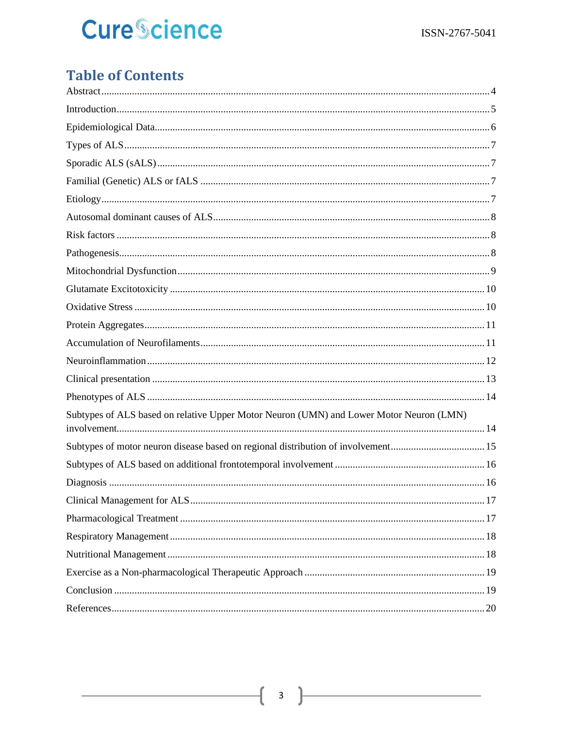# Table of Contents

Abstract ........................................................................................................................................ 4

Introduction ................................................................................................................................. 5

Epidemiological Data ................................................................................................................... 6

Types of ALS ................................................................................................................................ 7

Sporadic ALS (sALS) ................................................................................................................... 7

Familial (Genetic) ALS or fALS .................................................................................................. 7

Etiology ........................................................................................................................................ 7

Autosomal dominant causes of ALS ............................................................................................ 8

Risk factors .................................................................................................................................. 8

Pathogenesis ................................................................................................................................. 8

Mitochondrial Dysfunction .......................................................................................................... 9

Glutamate Excitotoxicity ............................................................................................................ 10

Oxidative Stress ......................................................................................................................... 10

Protein Aggregates ..................................................................................................................... 11

Accumulation of Neurofilaments ............................................................................................... 11

Neuroinflammation .................................................................................................................... 12

Clinical presentation .................................................................................................................. 13

Phenotypes of ALS .................................................................................................................... 14

Subtypes of ALS based on relative Upper Motor Neuron (UMN) and Lower Motor Neuron (LMN) involvement ............................................................................................................................. 14

Subtypes of motor neuron disease based on regional distribution of involvement ..................... 15

Subtypes of ALS based on additional frontotemporal involvement ........................................... 16

Diagnosis ................................................................................................................................... 16

Clinical Management for ALS ................................................................................................... 17

Pharmacological Treatment ....................................................................................................... 17

Respiratory Management ........................................................................................................... 18

Nutritional Management ............................................................................................................ 18

Exercise as a Non-pharmacological Therapeutic Approach ....................................................... 19

Conclusion ................................................................................................................................. 19

References .................................................................................................................................. 20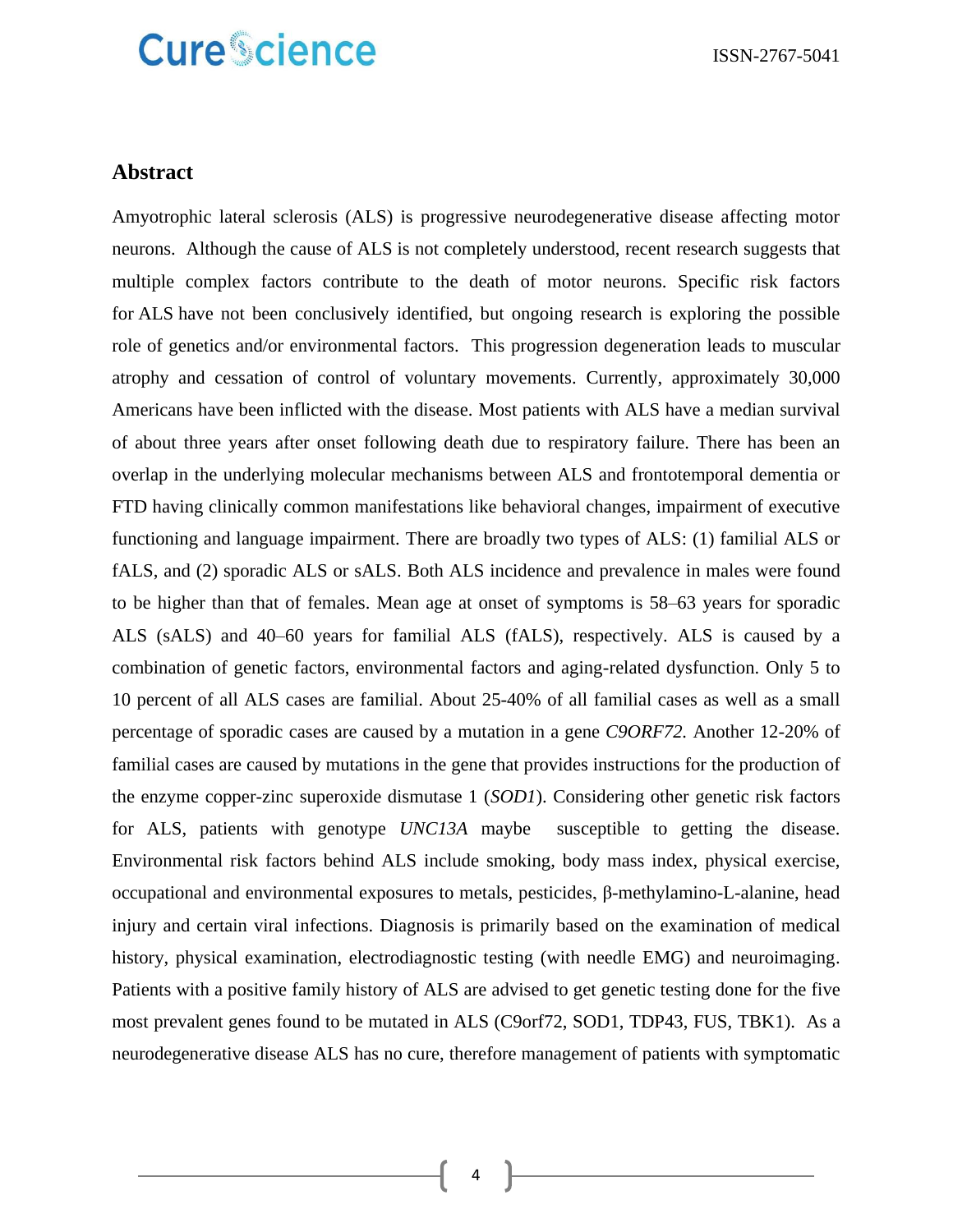## Abstract

Amyotrophic lateral sclerosis (ALS) is progressive neurodegenerative disease affecting motor neurons. Although the cause of ALS is not completely understood, recent research suggests that multiple complex factors contribute to the death of motor neurons. Specific risk factors for ALS have not been conclusively identified, but ongoing research is exploring the possible role of genetics and/or environmental factors. This progression degeneration leads to muscular atrophy and cessation of control of voluntary movements. Currently, approximately 30,000 Americans have been inflicted with the disease. Most patients with ALS have a median survival of about three years after onset following death due to respiratory failure. There has been an overlap in the underlying molecular mechanisms between ALS and frontotemporal dementia or FTD having clinically common manifestations like behavioral changes, impairment of executive functioning and language impairment. There are broadly two types of ALS: (1) familial ALS or fALS, and (2) sporadic ALS or sALS. Both ALS incidence and prevalence in males were found to be higher than that of females. Mean age at onset of symptoms is 58–63 years for sporadic ALS (sALS) and 40–60 years for familial ALS (fALS), respectively. ALS is caused by a combination of genetic factors, environmental factors and aging-related dysfunction. Only 5 to 10 percent of all ALS cases are familial. About 25-40% of all familial cases as well as a small percentage of sporadic cases are caused by a mutation in a gene *C9ORF72*. Another 12-20% of familial cases are caused by mutations in the gene that provides instructions for the production of the enzyme copper-zinc superoxide dismutase 1 (*SOD1*). Considering other genetic risk factors for ALS, patients with genotype *UNC13A* maybe susceptible to getting the disease. Environmental risk factors behind ALS include smoking, body mass index, physical exercise, occupational and environmental exposures to metals, pesticides, β-methylamino-L-alanine, head injury and certain viral infections. Diagnosis is primarily based on the examination of medical history, physical examination, electrodiagnostic testing (with needle EMG) and neuroimaging. Patients with a positive family history of ALS are advised to get genetic testing done for the five most prevalent genes found to be mutated in ALS (C9orf72, SOD1, TDP43, FUS, TBK1). As a neurodegenerative disease ALS has no cure, therefore management of patients with symptomatic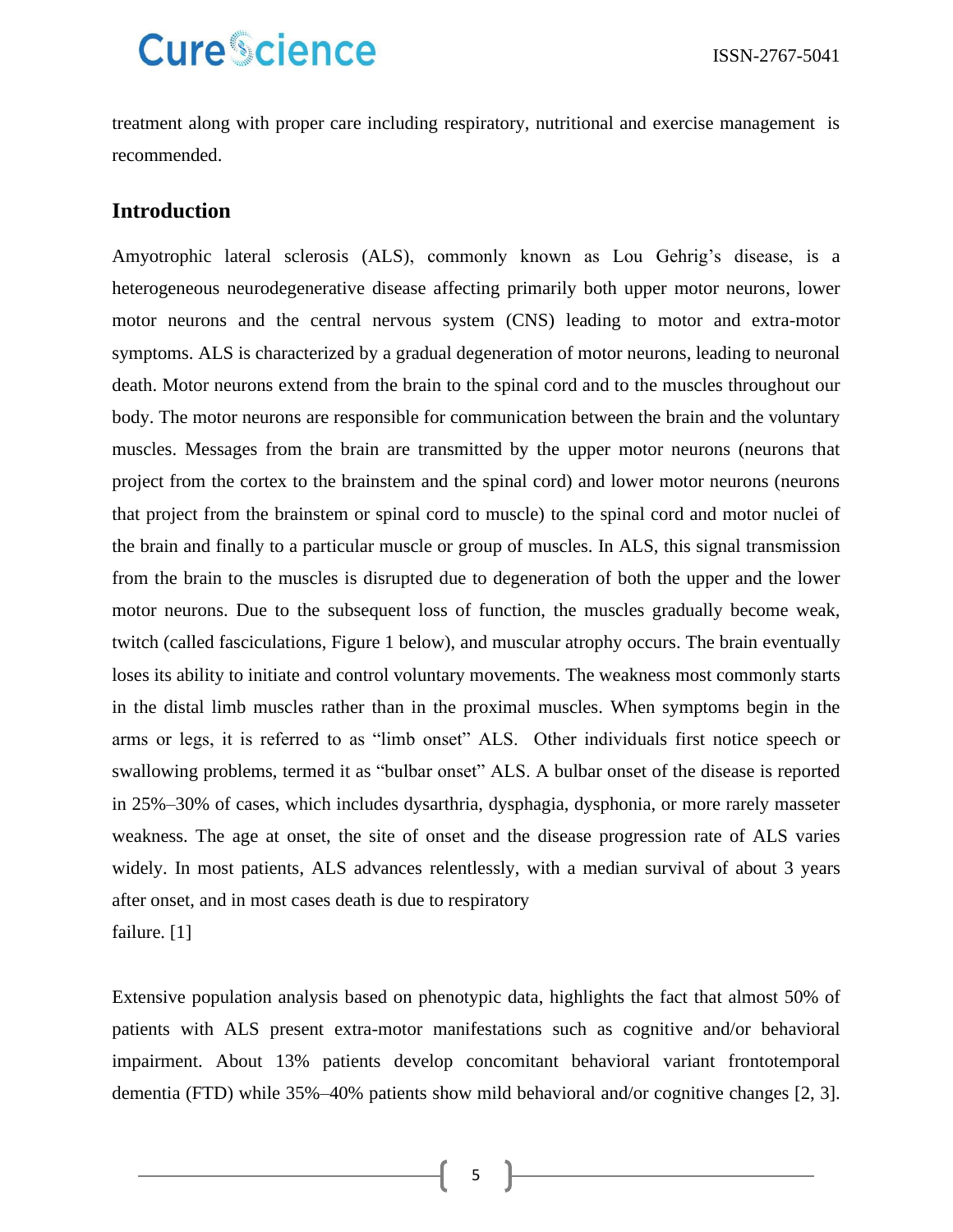treatment along with proper care including respiratory, nutritional and exercise management is recommended.

## Introduction

Amyotrophic lateral sclerosis (ALS), commonly known as Lou Gehrig's disease, is a heterogeneous neurodegenerative disease affecting primarily both upper motor neurons, lower motor neurons and the central nervous system (CNS) leading to motor and extra-motor symptoms. ALS is characterized by a gradual degeneration of motor neurons, leading to neuronal death. Motor neurons extend from the brain to the spinal cord and to the muscles throughout our body. The motor neurons are responsible for communication between the brain and the voluntary muscles. Messages from the brain are transmitted by the upper motor neurons (neurons that project from the cortex to the brainstem and the spinal cord) and lower motor neurons (neurons that project from the brainstem or spinal cord to muscle) to the spinal cord and motor nuclei of the brain and finally to a particular muscle or group of muscles. In ALS, this signal transmission from the brain to the muscles is disrupted due to degeneration of both the upper and the lower motor neurons. Due to the subsequent loss of function, the muscles gradually become weak, twitch (called fasciculations, Figure 1 below), and muscular atrophy occurs. The brain eventually loses its ability to initiate and control voluntary movements. The weakness most commonly starts in the distal limb muscles rather than in the proximal muscles. When symptoms begin in the arms or legs, it is referred to as "limb onset" ALS. Other individuals first notice speech or swallowing problems, termed it as "bulbar onset" ALS. A bulbar onset of the disease is reported in 25%–30% of cases, which includes dysarthria, dysphagia, dysphonia, or more rarely masseter weakness. The age at onset, the site of onset and the disease progression rate of ALS varies widely. In most patients, ALS advances relentlessly, with a median survival of about 3 years after onset, and in most cases death is due to respiratory failure. [1]

Extensive population analysis based on phenotypic data, highlights the fact that almost 50% of patients with ALS present extra-motor manifestations such as cognitive and/or behavioral impairment. About 13% patients develop concomitant behavioral variant frontotemporal dementia (FTD) while 35%–40% patients show mild behavioral and/or cognitive changes [2, 3].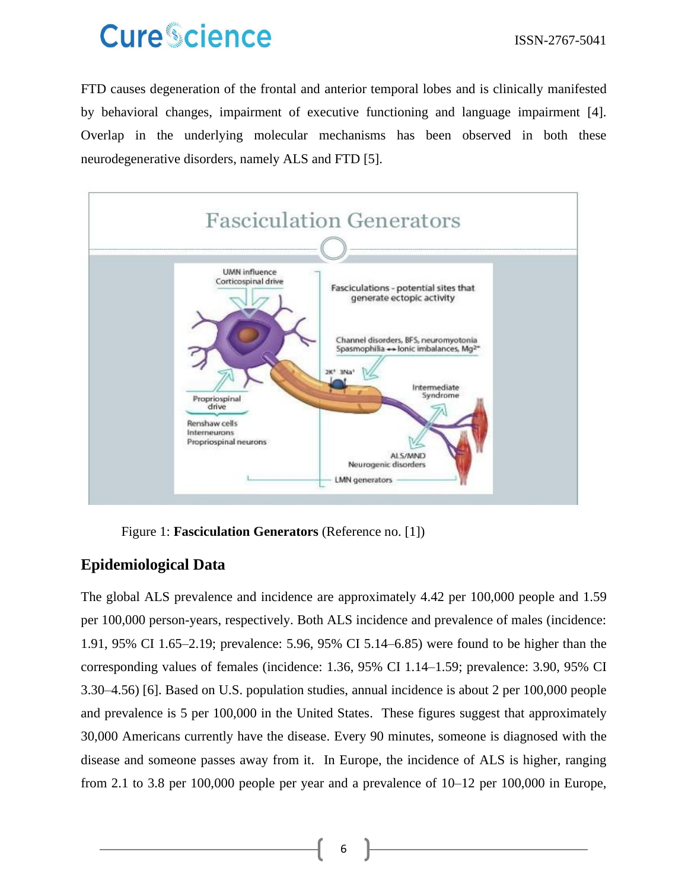FTD causes degeneration of the frontal and anterior temporal lobes and is clinically manifested by behavioral changes, impairment of executive functioning and language impairment [4]. Overlap in the underlying molecular mechanisms has been observed in both these neurodegenerative disorders, namely ALS and FTD [5].

Figure 1: **Fasciculation Generators** (Reference no. [1])

## Epidemiological Data

The global ALS prevalence and incidence are approximately 4.42 per 100,000 people and 1.59 per 100,000 person-years, respectively. Both ALS incidence and prevalence of males (incidence: 1.91, 95% CI 1.65–2.19; prevalence: 5.96, 95% CI 5.14–6.85) were found to be higher than the corresponding values of females (incidence: 1.36, 95% CI 1.14–1.59; prevalence: 3.90, 95% CI 3.30–4.56) [6]. Based on U.S. population studies, annual incidence is about 2 per 100,000 people and prevalence is 5 per 100,000 in the United States. These figures suggest that approximately 30,000 Americans currently have the disease. Every 90 minutes, someone is diagnosed with the disease and someone passes away from it. In Europe, the incidence of ALS is higher, ranging from 2.1 to 3.8 per 100,000 people per year and a prevalence of 10–12 per 100,000 in Europe,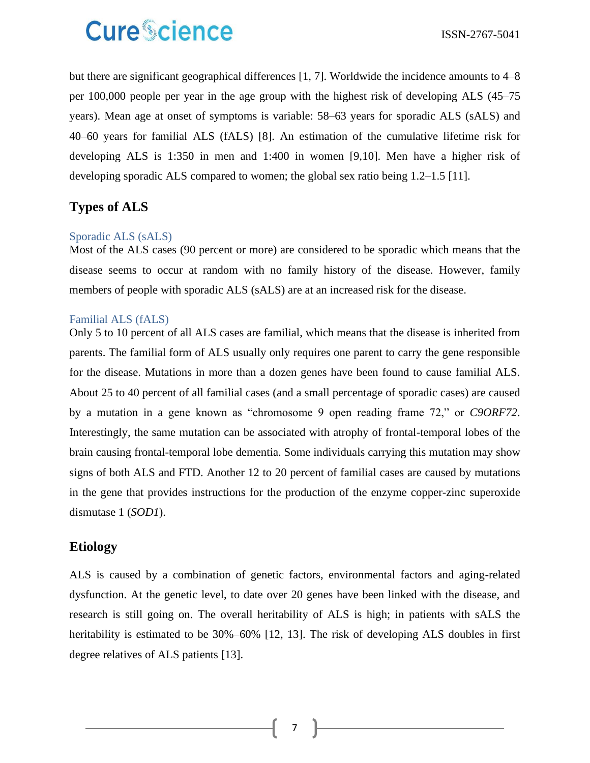but there are significant geographical differences [1, 7]. Worldwide the incidence amounts to 4–8 per 100,000 people per year in the age group with the highest risk of developing ALS (45–75 years). Mean age at onset of symptoms is variable: 58–63 years for sporadic ALS (sALS) and 40–60 years for familial ALS (fALS) [8]. An estimation of the cumulative lifetime risk for developing ALS is 1:350 in men and 1:400 in women [9,10]. Men have a higher risk of developing sporadic ALS compared to women; the global sex ratio being 1.2–1.5 [11].

## Types of ALS

### Sporadic ALS (sALS)

Most of the ALS cases (90 percent or more) are considered to be sporadic which means that the disease seems to occur at random with no family history of the disease. However, family members of people with sporadic ALS (sALS) are at an increased risk for the disease.

### Familial ALS (fALS)

Only 5 to 10 percent of all ALS cases are familial, which means that the disease is inherited from parents. The familial form of ALS usually only requires one parent to carry the gene responsible for the disease. Mutations in more than a dozen genes have been found to cause familial ALS. About 25 to 40 percent of all familial cases (and a small percentage of sporadic cases) are caused by a mutation in a gene known as "chromosome 9 open reading frame 72," or *C9ORF72*. Interestingly, the same mutation can be associated with atrophy of frontal-temporal lobes of the brain causing frontal-temporal lobe dementia. Some individuals carrying this mutation may show signs of both ALS and FTD. Another 12 to 20 percent of familial cases are caused by mutations in the gene that provides instructions for the production of the enzyme copper-zinc superoxide dismutase 1 (*SOD1*).

## Etiology

ALS is caused by a combination of genetic factors, environmental factors and aging-related dysfunction. At the genetic level, to date over 20 genes have been linked with the disease, and research is still going on. The overall heritability of ALS is high; in patients with sALS the heritability is estimated to be 30%–60% [12, 13]. The risk of developing ALS doubles in first degree relatives of ALS patients [13].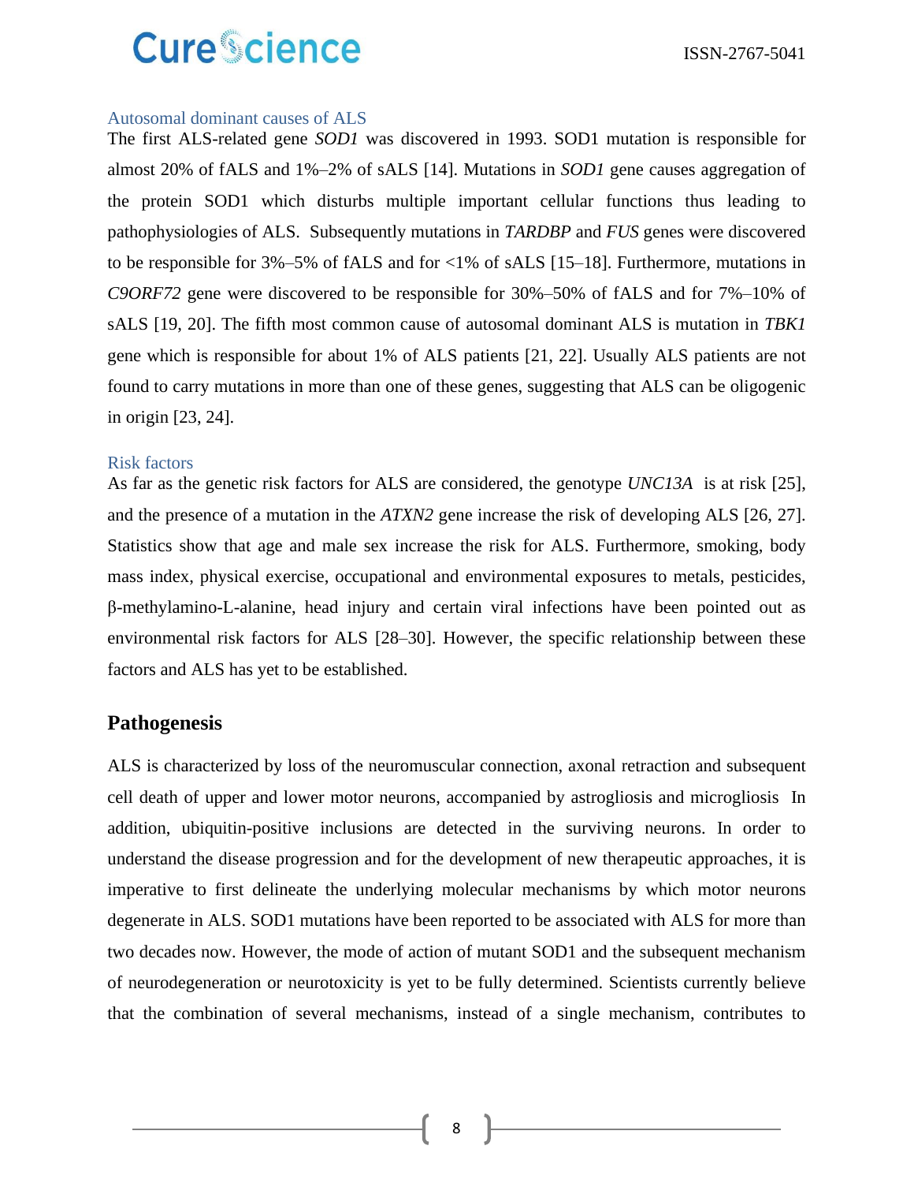### Autosomal dominant causes of ALS

The first ALS-related gene *SOD1* was discovered in 1993. SOD1 mutation is responsible for almost 20% of fALS and 1%–2% of sALS [14]. Mutations in *SOD1* gene causes aggregation of the protein SOD1 which disturbs multiple important cellular functions thus leading to pathophysiologies of ALS. Subsequently mutations in *TARDBP* and *FUS* genes were discovered to be responsible for 3%–5% of fALS and for <1% of sALS [15–18]. Furthermore, mutations in *C9ORF72* gene were discovered to be responsible for 30%–50% of fALS and for 7%–10% of sALS [19, 20]. The fifth most common cause of autosomal dominant ALS is mutation in *TBK1* gene which is responsible for about 1% of ALS patients [21, 22]. Usually ALS patients are not found to carry mutations in more than one of these genes, suggesting that ALS can be oligogenic in origin [23, 24].

### Risk factors

As far as the genetic risk factors for ALS are considered, the genotype *UNC13A* is at risk [25], and the presence of a mutation in the *ATXN2* gene increase the risk of developing ALS [26, 27]. Statistics show that age and male sex increase the risk for ALS. Furthermore, smoking, body mass index, physical exercise, occupational and environmental exposures to metals, pesticides, β-methylamino-L-alanine, head injury and certain viral infections have been pointed out as environmental risk factors for ALS [28–30]. However, the specific relationship between these factors and ALS has yet to be established.

## Pathogenesis

ALS is characterized by loss of the neuromuscular connection, axonal retraction and subsequent cell death of upper and lower motor neurons, accompanied by astrogliosis and microgliosis In addition, ubiquitin-positive inclusions are detected in the surviving neurons. In order to understand the disease progression and for the development of new therapeutic approaches, it is imperative to first delineate the underlying molecular mechanisms by which motor neurons degenerate in ALS. SOD1 mutations have been reported to be associated with ALS for more than two decades now. However, the mode of action of mutant SOD1 and the subsequent mechanism of neurodegeneration or neurotoxicity is yet to be fully determined. Scientists currently believe that the combination of several mechanisms, instead of a single mechanism, contributes to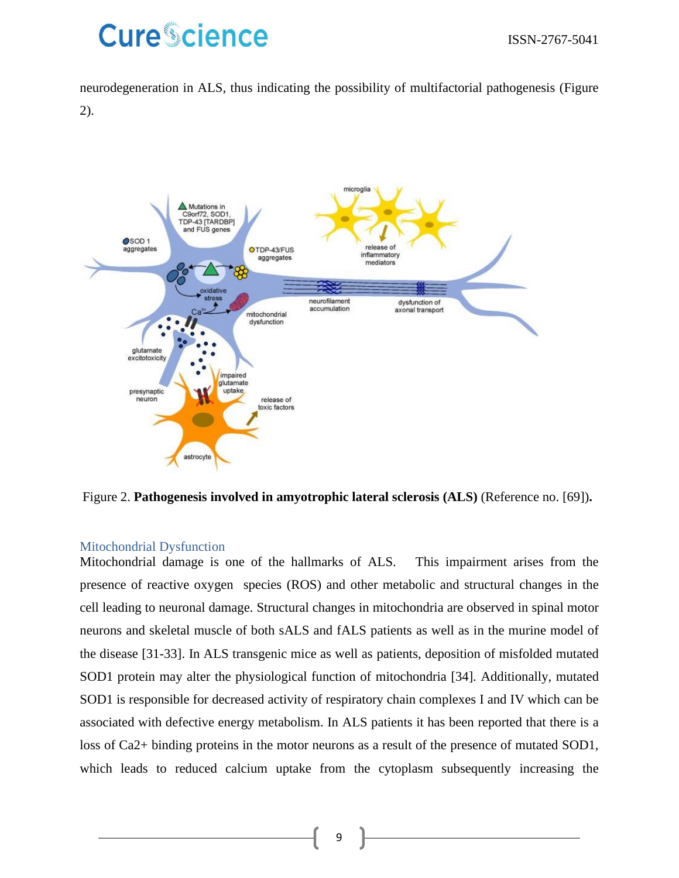neurodegeneration in ALS, thus indicating the possibility of multifactorial pathogenesis (Figure 2).

Figure 2. **Pathogenesis involved in amyotrophic lateral sclerosis (ALS)** (Reference no. [69])**.**

## Mitochondrial Dysfunction

Mitochondrial damage is one of the hallmarks of ALS. This impairment arises from the presence of reactive oxygen species (ROS) and other metabolic and structural changes in the cell leading to neuronal damage. Structural changes in mitochondria are observed in spinal motor neurons and skeletal muscle of both sALS and fALS patients as well as in the murine model of the disease [31-33]. In ALS transgenic mice as well as patients, deposition of misfolded mutated SOD1 protein may alter the physiological function of mitochondria [34]. Additionally, mutated SOD1 is responsible for decreased activity of respiratory chain complexes I and IV which can be associated with defective energy metabolism. In ALS patients it has been reported that there is a loss of $Ca^{2+}$ binding proteins in the motor neurons as a result of the presence of mutated SOD1, which leads to reduced calcium uptake from the cytoplasm subsequently increasing the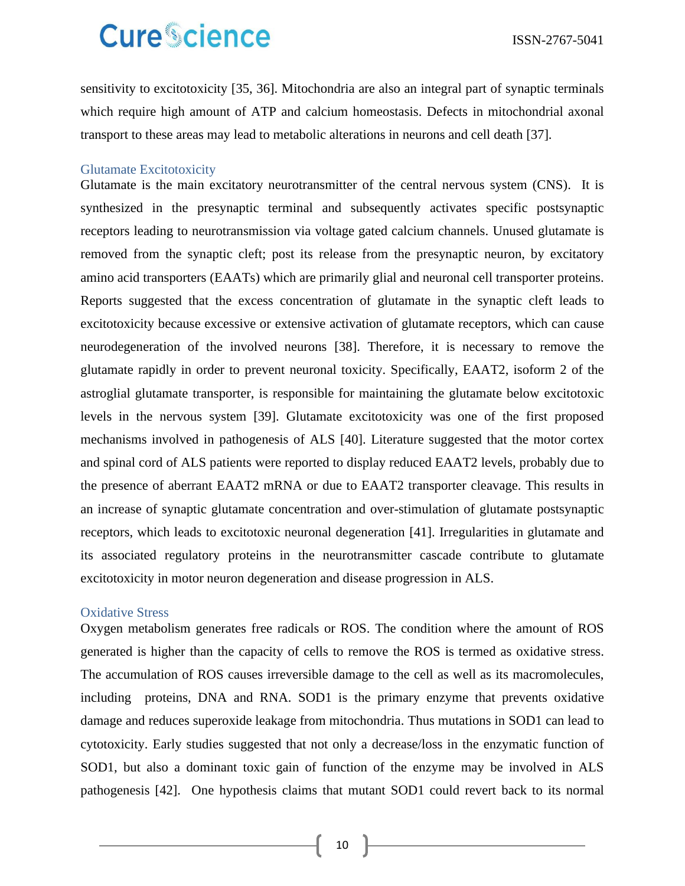sensitivity to excitotoxicity [35, 36]. Mitochondria are also an integral part of synaptic terminals which require high amount of ATP and calcium homeostasis. Defects in mitochondrial axonal transport to these areas may lead to metabolic alterations in neurons and cell death [37].

### Glutamate Excitotoxicity

Glutamate is the main excitatory neurotransmitter of the central nervous system (CNS). It is synthesized in the presynaptic terminal and subsequently activates specific postsynaptic receptors leading to neurotransmission via voltage gated calcium channels. Unused glutamate is removed from the synaptic cleft; post its release from the presynaptic neuron, by excitatory amino acid transporters (EAATs) which are primarily glial and neuronal cell transporter proteins. Reports suggested that the excess concentration of glutamate in the synaptic cleft leads to excitotoxicity because excessive or extensive activation of glutamate receptors, which can cause neurodegeneration of the involved neurons [38]. Therefore, it is necessary to remove the glutamate rapidly in order to prevent neuronal toxicity. Specifically, EAAT2, isoform 2 of the astroglial glutamate transporter, is responsible for maintaining the glutamate below excitotoxic levels in the nervous system [39]. Glutamate excitotoxicity was one of the first proposed mechanisms involved in pathogenesis of ALS [40]. Literature suggested that the motor cortex and spinal cord of ALS patients were reported to display reduced EAAT2 levels, probably due to the presence of aberrant EAAT2 mRNA or due to EAAT2 transporter cleavage. This results in an increase of synaptic glutamate concentration and over-stimulation of glutamate postsynaptic receptors, which leads to excitotoxic neuronal degeneration [41]. Irregularities in glutamate and its associated regulatory proteins in the neurotransmitter cascade contribute to glutamate excitotoxicity in motor neuron degeneration and disease progression in ALS.

### Oxidative Stress

Oxygen metabolism generates free radicals or ROS. The condition where the amount of ROS generated is higher than the capacity of cells to remove the ROS is termed as oxidative stress. The accumulation of ROS causes irreversible damage to the cell as well as its macromolecules, including proteins, DNA and RNA. SOD1 is the primary enzyme that prevents oxidative damage and reduces superoxide leakage from mitochondria. Thus mutations in SOD1 can lead to cytotoxicity. Early studies suggested that not only a decrease/loss in the enzymatic function of SOD1, but also a dominant toxic gain of function of the enzyme may be involved in ALS pathogenesis [42]. One hypothesis claims that mutant SOD1 could revert back to its normal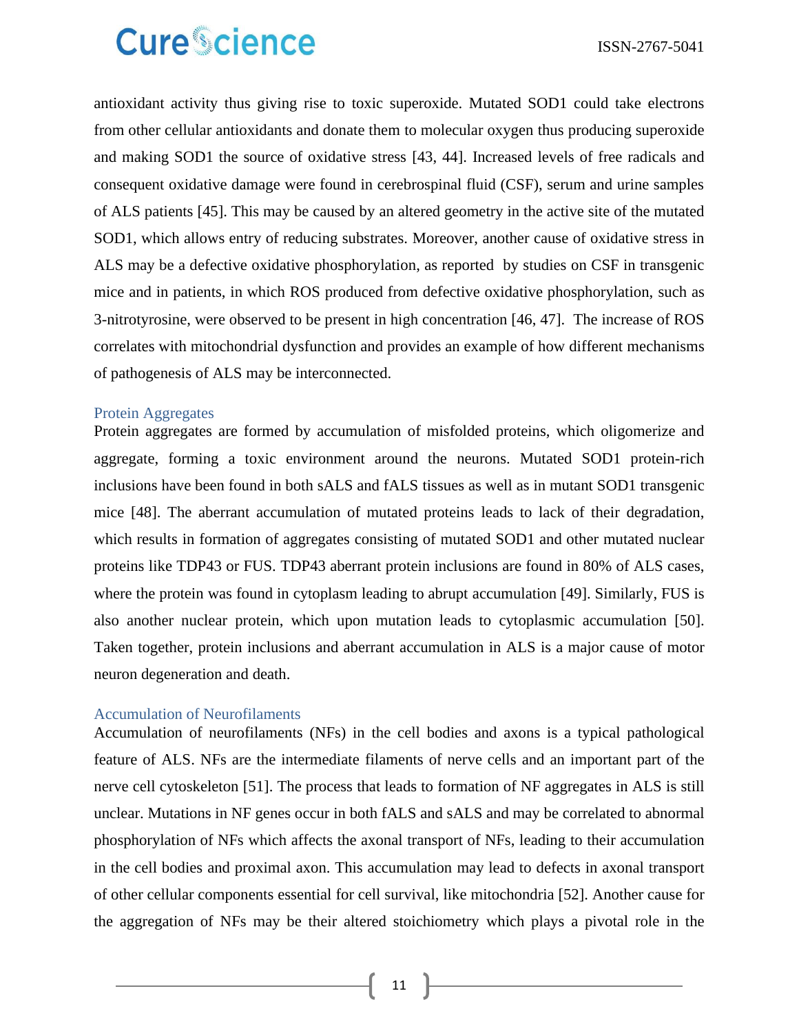antioxidant activity thus giving rise to toxic superoxide. Mutated SOD1 could take electrons from other cellular antioxidants and donate them to molecular oxygen thus producing superoxide and making SOD1 the source of oxidative stress [43, 44]. Increased levels of free radicals and consequent oxidative damage were found in cerebrospinal fluid (CSF), serum and urine samples of ALS patients [45]. This may be caused by an altered geometry in the active site of the mutated SOD1, which allows entry of reducing substrates. Moreover, another cause of oxidative stress in ALS may be a defective oxidative phosphorylation, as reported by studies on CSF in transgenic mice and in patients, in which ROS produced from defective oxidative phosphorylation, such as 3-nitrotyrosine, were observed to be present in high concentration [46, 47]. The increase of ROS correlates with mitochondrial dysfunction and provides an example of how different mechanisms of pathogenesis of ALS may be interconnected.

### Protein Aggregates

Protein aggregates are formed by accumulation of misfolded proteins, which oligomerize and aggregate, forming a toxic environment around the neurons. Mutated SOD1 protein-rich inclusions have been found in both sALS and fALS tissues as well as in mutant SOD1 transgenic mice [48]. The aberrant accumulation of mutated proteins leads to lack of their degradation, which results in formation of aggregates consisting of mutated SOD1 and other mutated nuclear proteins like TDP43 or FUS. TDP43 aberrant protein inclusions are found in 80% of ALS cases, where the protein was found in cytoplasm leading to abrupt accumulation [49]. Similarly, FUS is also another nuclear protein, which upon mutation leads to cytoplasmic accumulation [50]. Taken together, protein inclusions and aberrant accumulation in ALS is a major cause of motor neuron degeneration and death.

### Accumulation of Neurofilaments

Accumulation of neurofilaments (NFs) in the cell bodies and axons is a typical pathological feature of ALS. NFs are the intermediate filaments of nerve cells and an important part of the nerve cell cytoskeleton [51]. The process that leads to formation of NF aggregates in ALS is still unclear. Mutations in NF genes occur in both fALS and sALS and may be correlated to abnormal phosphorylation of NFs which affects the axonal transport of NFs, leading to their accumulation in the cell bodies and proximal axon. This accumulation may lead to defects in axonal transport of other cellular components essential for cell survival, like mitochondria [52]. Another cause for the aggregation of NFs may be their altered stoichiometry which plays a pivotal role in the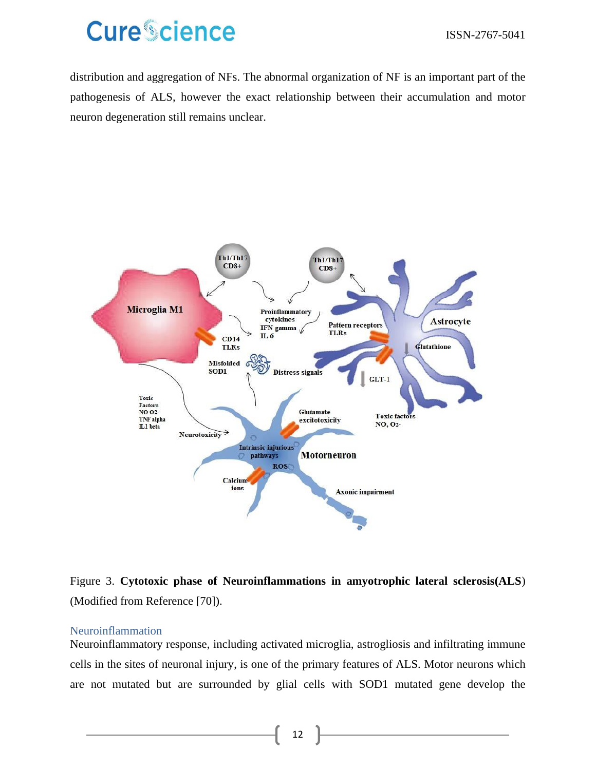distribution and aggregation of NFs. The abnormal organization of NF is an important part of the pathogenesis of ALS, however the exact relationship between their accumulation and motor neuron degeneration still remains unclear.

Figure 3. **Cytotoxic phase of Neuroinflammations in amyotrophic lateral sclerosis(ALS**) (Modified from Reference [70]).

## Neuroinflammation

Neuroinflammatory response, including activated microglia, astrogliosis and infiltrating immune cells in the sites of neuronal injury, is one of the primary features of ALS. Motor neurons which are not mutated but are surrounded by glial cells with SOD1 mutated gene develop the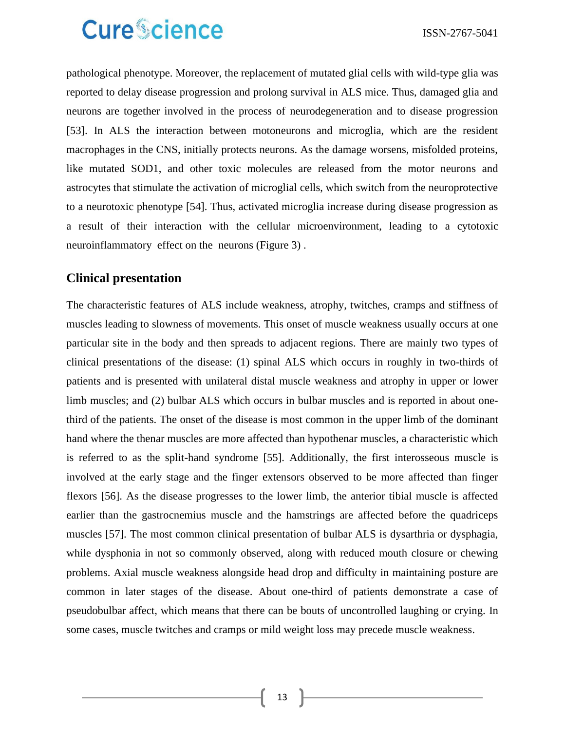pathological phenotype. Moreover, the replacement of mutated glial cells with wild-type glia was reported to delay disease progression and prolong survival in ALS mice. Thus, damaged glia and neurons are together involved in the process of neurodegeneration and to disease progression [53]. In ALS the interaction between motoneurons and microglia, which are the resident macrophages in the CNS, initially protects neurons. As the damage worsens, misfolded proteins, like mutated SOD1, and other toxic molecules are released from the motor neurons and astrocytes that stimulate the activation of microglial cells, which switch from the neuroprotective to a neurotoxic phenotype [54]. Thus, activated microglia increase during disease progression as a result of their interaction with the cellular microenvironment, leading to a cytotoxic neuroinflammatory effect on the neurons (Figure 3) .

## Clinical presentation

The characteristic features of ALS include weakness, atrophy, twitches, cramps and stiffness of muscles leading to slowness of movements. This onset of muscle weakness usually occurs at one particular site in the body and then spreads to adjacent regions. There are mainly two types of clinical presentations of the disease: (1) spinal ALS which occurs in roughly in two-thirds of patients and is presented with unilateral distal muscle weakness and atrophy in upper or lower limb muscles; and (2) bulbar ALS which occurs in bulbar muscles and is reported in about one-third of the patients. The onset of the disease is most common in the upper limb of the dominant hand where the thenar muscles are more affected than hypothenar muscles, a characteristic which is referred to as the split-hand syndrome [55]. Additionally, the first interosseous muscle is involved at the early stage and the finger extensors observed to be more affected than finger flexors [56]. As the disease progresses to the lower limb, the anterior tibial muscle is affected earlier than the gastrocnemius muscle and the hamstrings are affected before the quadriceps muscles [57]. The most common clinical presentation of bulbar ALS is dysarthria or dysphagia, while dysphonia in not so commonly observed, along with reduced mouth closure or chewing problems. Axial muscle weakness alongside head drop and difficulty in maintaining posture are common in later stages of the disease. About one-third of patients demonstrate a case of pseudobulbar affect, which means that there can be bouts of uncontrolled laughing or crying. In some cases, muscle twitches and cramps or mild weight loss may precede muscle weakness.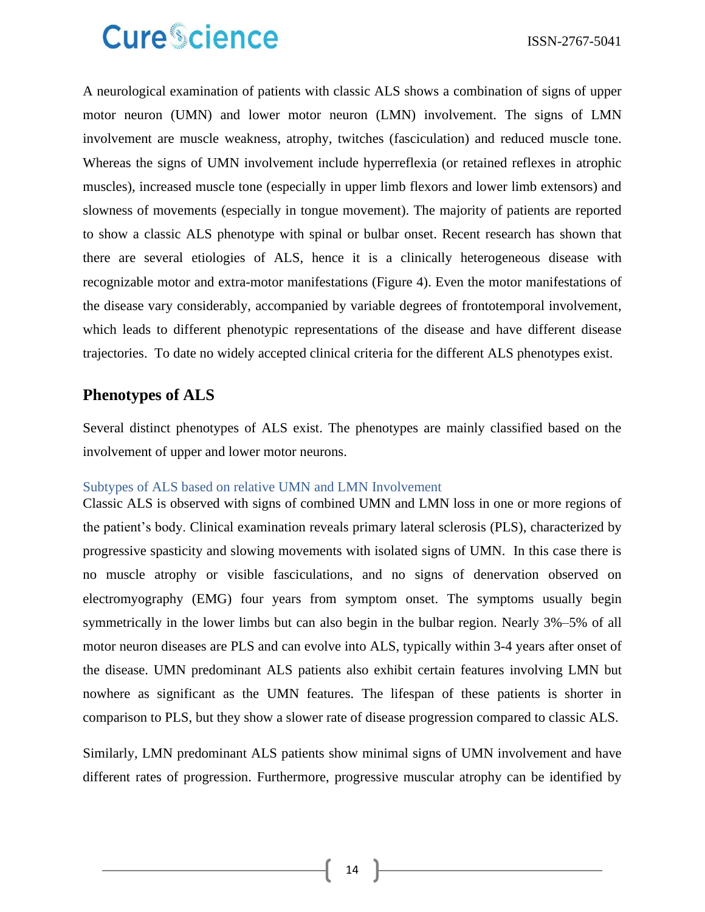A neurological examination of patients with classic ALS shows a combination of signs of upper motor neuron (UMN) and lower motor neuron (LMN) involvement. The signs of LMN involvement are muscle weakness, atrophy, twitches (fasciculation) and reduced muscle tone. Whereas the signs of UMN involvement include hyperreflexia (or retained reflexes in atrophic muscles), increased muscle tone (especially in upper limb flexors and lower limb extensors) and slowness of movements (especially in tongue movement). The majority of patients are reported to show a classic ALS phenotype with spinal or bulbar onset. Recent research has shown that there are several etiologies of ALS, hence it is a clinically heterogeneous disease with recognizable motor and extra-motor manifestations (Figure 4). Even the motor manifestations of the disease vary considerably, accompanied by variable degrees of frontotemporal involvement, which leads to different phenotypic representations of the disease and have different disease trajectories. To date no widely accepted clinical criteria for the different ALS phenotypes exist.

## Phenotypes of ALS

Several distinct phenotypes of ALS exist. The phenotypes are mainly classified based on the involvement of upper and lower motor neurons.

### Subtypes of ALS based on relative UMN and LMN Involvement

Classic ALS is observed with signs of combined UMN and LMN loss in one or more regions of the patient's body. Clinical examination reveals primary lateral sclerosis (PLS), characterized by progressive spasticity and slowing movements with isolated signs of UMN. In this case there is no muscle atrophy or visible fasciculations, and no signs of denervation observed on electromyography (EMG) four years from symptom onset. The symptoms usually begin symmetrically in the lower limbs but can also begin in the bulbar region. Nearly 3%–5% of all motor neuron diseases are PLS and can evolve into ALS, typically within 3-4 years after onset of the disease. UMN predominant ALS patients also exhibit certain features involving LMN but nowhere as significant as the UMN features. The lifespan of these patients is shorter in comparison to PLS, but they show a slower rate of disease progression compared to classic ALS.

Similarly, LMN predominant ALS patients show minimal signs of UMN involvement and have different rates of progression. Furthermore, progressive muscular atrophy can be identified by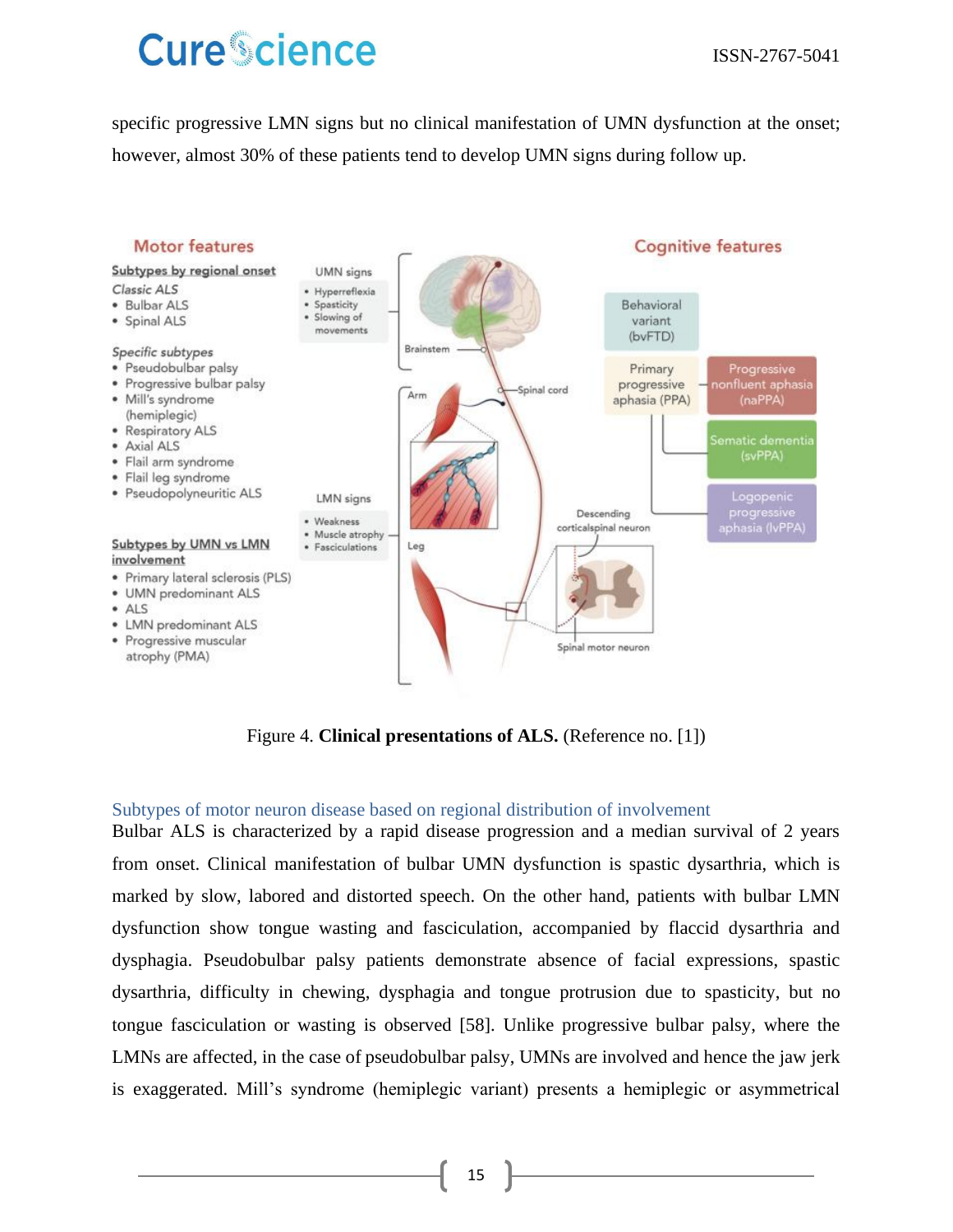specific progressive LMN signs but no clinical manifestation of UMN dysfunction at the onset; however, almost 30% of these patients tend to develop UMN signs during follow up.

Figure 4. **Clinical presentations of ALS.** (Reference no. [1])

### Subtypes of motor neuron disease based on regional distribution of involvement

Bulbar ALS is characterized by a rapid disease progression and a median survival of 2 years from onset. Clinical manifestation of bulbar UMN dysfunction is spastic dysarthria, which is marked by slow, labored and distorted speech. On the other hand, patients with bulbar LMN dysfunction show tongue wasting and fasciculation, accompanied by flaccid dysarthria and dysphagia. Pseudobulbar palsy patients demonstrate absence of facial expressions, spastic dysarthria, difficulty in chewing, dysphagia and tongue protrusion due to spasticity, but no tongue fasciculation or wasting is observed [58]. Unlike progressive bulbar palsy, where the LMNs are affected, in the case of pseudobulbar palsy, UMNs are involved and hence the jaw jerk is exaggerated. Mill's syndrome (hemiplegic variant) presents a hemiplegic or asymmetrical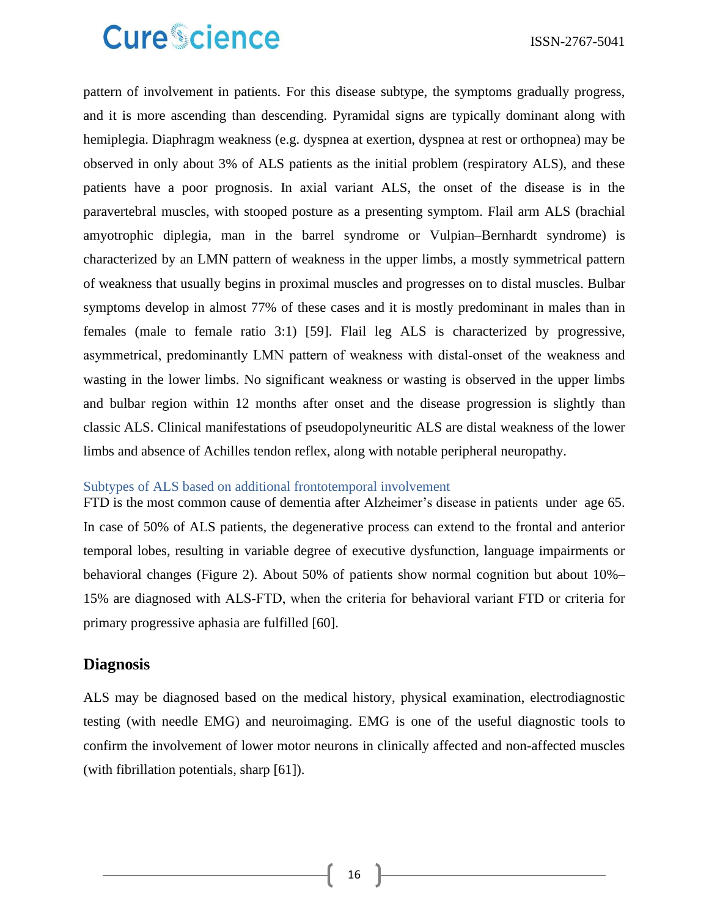pattern of involvement in patients. For this disease subtype, the symptoms gradually progress, and it is more ascending than descending. Pyramidal signs are typically dominant along with hemiplegia. Diaphragm weakness (e.g. dyspnea at exertion, dyspnea at rest or orthopnea) may be observed in only about 3% of ALS patients as the initial problem (respiratory ALS), and these patients have a poor prognosis. In axial variant ALS, the onset of the disease is in the paravertebral muscles, with stooped posture as a presenting symptom. Flail arm ALS (brachial amyotrophic diplegia, man in the barrel syndrome or Vulpian–Bernhardt syndrome) is characterized by an LMN pattern of weakness in the upper limbs, a mostly symmetrical pattern of weakness that usually begins in proximal muscles and progresses on to distal muscles. Bulbar symptoms develop in almost 77% of these cases and it is mostly predominant in males than in females (male to female ratio 3:1) [59]. Flail leg ALS is characterized by progressive, asymmetrical, predominantly LMN pattern of weakness with distal-onset of the weakness and wasting in the lower limbs. No significant weakness or wasting is observed in the upper limbs and bulbar region within 12 months after onset and the disease progression is slightly than classic ALS. Clinical manifestations of pseudopolyneuritic ALS are distal weakness of the lower limbs and absence of Achilles tendon reflex, along with notable peripheral neuropathy.

### Subtypes of ALS based on additional frontotemporal involvement

FTD is the most common cause of dementia after Alzheimer's disease in patients under age 65. In case of 50% of ALS patients, the degenerative process can extend to the frontal and anterior temporal lobes, resulting in variable degree of executive dysfunction, language impairments or behavioral changes (Figure 2). About 50% of patients show normal cognition but about 10%–15% are diagnosed with ALS-FTD, when the criteria for behavioral variant FTD or criteria for primary progressive aphasia are fulfilled [60].

## Diagnosis

ALS may be diagnosed based on the medical history, physical examination, electrodiagnostic testing (with needle EMG) and neuroimaging. EMG is one of the useful diagnostic tools to confirm the involvement of lower motor neurons in clinically affected and non-affected muscles (with fibrillation potentials, sharp [61]).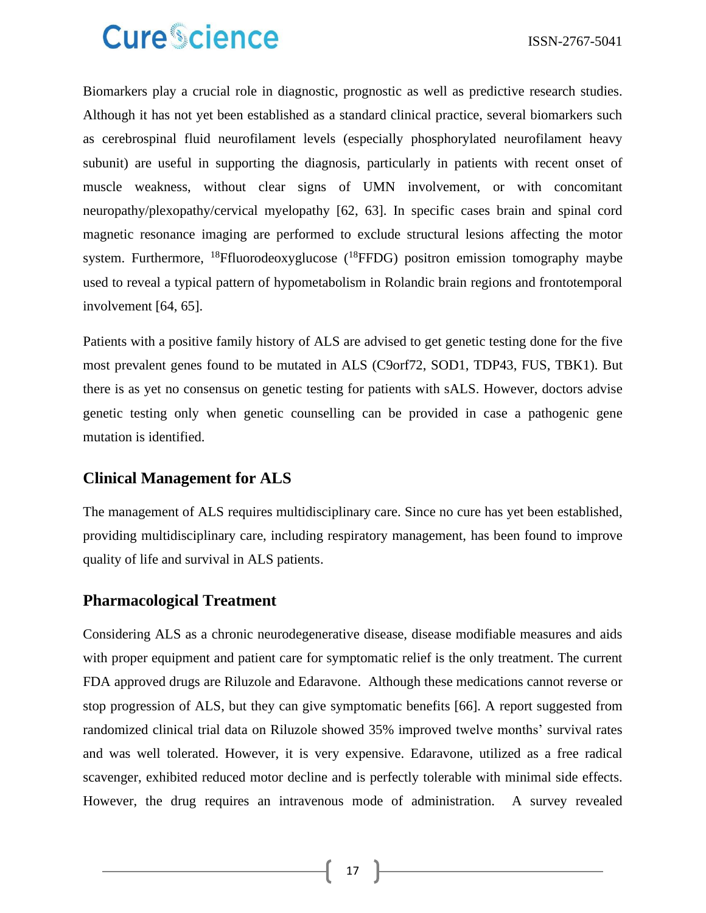Biomarkers play a crucial role in diagnostic, prognostic as well as predictive research studies. Although it has not yet been established as a standard clinical practice, several biomarkers such as cerebrospinal fluid neurofilament levels (especially phosphorylated neurofilament heavy subunit) are useful in supporting the diagnosis, particularly in patients with recent onset of muscle weakness, without clear signs of UMN involvement, or with concomitant neuropathy/plexopathy/cervical myelopathy [62, 63]. In specific cases brain and spinal cord magnetic resonance imaging are performed to exclude structural lesions affecting the motor system. Furthermore, $^{18}$Ffluorodeoxyglucose ($^{18}$FFDG) positron emission tomography maybe used to reveal a typical pattern of hypometabolism in Rolandic brain regions and frontotemporal involvement [64, 65].

Patients with a positive family history of ALS are advised to get genetic testing done for the five most prevalent genes found to be mutated in ALS (C9orf72, SOD1, TDP43, FUS, TBK1). But there is as yet no consensus on genetic testing for patients with sALS. However, doctors advise genetic testing only when genetic counselling can be provided in case a pathogenic gene mutation is identified.

## Clinical Management for ALS

The management of ALS requires multidisciplinary care. Since no cure has yet been established, providing multidisciplinary care, including respiratory management, has been found to improve quality of life and survival in ALS patients.

## Pharmacological Treatment

Considering ALS as a chronic neurodegenerative disease, disease modifiable measures and aids with proper equipment and patient care for symptomatic relief is the only treatment. The current FDA approved drugs are Riluzole and Edaravone. Although these medications cannot reverse or stop progression of ALS, but they can give symptomatic benefits [66]. A report suggested from randomized clinical trial data on Riluzole showed 35% improved twelve months' survival rates and was well tolerated. However, it is very expensive. Edaravone, utilized as a free radical scavenger, exhibited reduced motor decline and is perfectly tolerable with minimal side effects. However, the drug requires an intravenous mode of administration. A survey revealed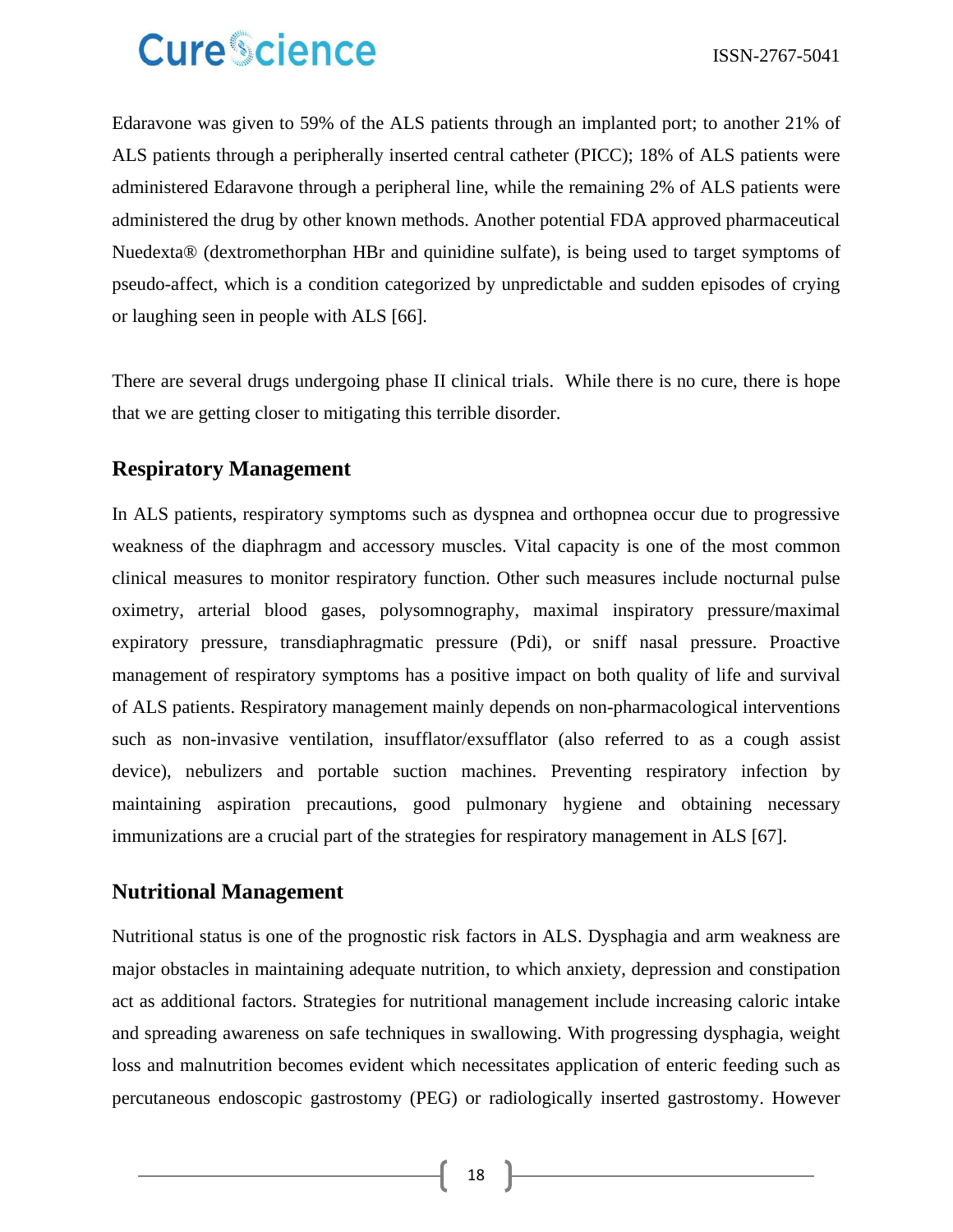Edaravone was given to 59% of the ALS patients through an implanted port; to another 21% of ALS patients through a peripherally inserted central catheter (PICC); 18% of ALS patients were administered Edaravone through a peripheral line, while the remaining 2% of ALS patients were administered the drug by other known methods. Another potential FDA approved pharmaceutical Nuedexta® (dextromethorphan HBr and quinidine sulfate), is being used to target symptoms of pseudo-affect, which is a condition categorized by unpredictable and sudden episodes of crying or laughing seen in people with ALS [66].

There are several drugs undergoing phase II clinical trials. While there is no cure, there is hope that we are getting closer to mitigating this terrible disorder.

## Respiratory Management

In ALS patients, respiratory symptoms such as dyspnea and orthopnea occur due to progressive weakness of the diaphragm and accessory muscles. Vital capacity is one of the most common clinical measures to monitor respiratory function. Other such measures include nocturnal pulse oximetry, arterial blood gases, polysomnography, maximal inspiratory pressure/maximal expiratory pressure, transdiaphragmatic pressure (Pdi), or sniff nasal pressure. Proactive management of respiratory symptoms has a positive impact on both quality of life and survival of ALS patients. Respiratory management mainly depends on non-pharmacological interventions such as non-invasive ventilation, insufflator/exsufflator (also referred to as a cough assist device), nebulizers and portable suction machines. Preventing respiratory infection by maintaining aspiration precautions, good pulmonary hygiene and obtaining necessary immunizations are a crucial part of the strategies for respiratory management in ALS [67].

## Nutritional Management

Nutritional status is one of the prognostic risk factors in ALS. Dysphagia and arm weakness are major obstacles in maintaining adequate nutrition, to which anxiety, depression and constipation act as additional factors. Strategies for nutritional management include increasing caloric intake and spreading awareness on safe techniques in swallowing. With progressing dysphagia, weight loss and malnutrition becomes evident which necessitates application of enteric feeding such as percutaneous endoscopic gastrostomy (PEG) or radiologically inserted gastrostomy. However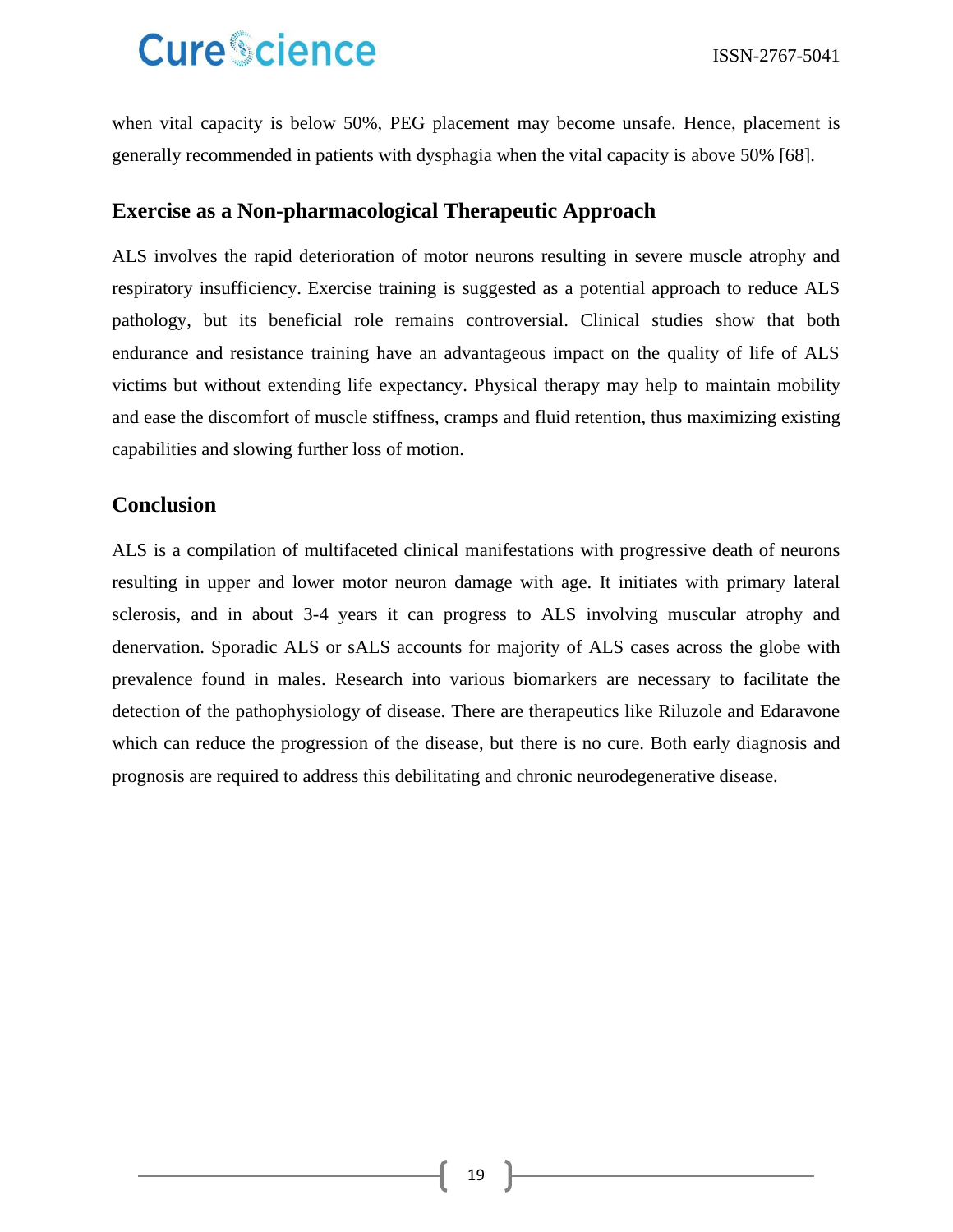when vital capacity is below 50%, PEG placement may become unsafe. Hence, placement is generally recommended in patients with dysphagia when the vital capacity is above 50% [68].

## Exercise as a Non-pharmacological Therapeutic Approach

ALS involves the rapid deterioration of motor neurons resulting in severe muscle atrophy and respiratory insufficiency. Exercise training is suggested as a potential approach to reduce ALS pathology, but its beneficial role remains controversial. Clinical studies show that both endurance and resistance training have an advantageous impact on the quality of life of ALS victims but without extending life expectancy. Physical therapy may help to maintain mobility and ease the discomfort of muscle stiffness, cramps and fluid retention, thus maximizing existing capabilities and slowing further loss of motion.

## Conclusion

ALS is a compilation of multifaceted clinical manifestations with progressive death of neurons resulting in upper and lower motor neuron damage with age. It initiates with primary lateral sclerosis, and in about 3-4 years it can progress to ALS involving muscular atrophy and denervation. Sporadic ALS or sALS accounts for majority of ALS cases across the globe with prevalence found in males. Research into various biomarkers are necessary to facilitate the detection of the pathophysiology of disease. There are therapeutics like Riluzole and Edaravone which can reduce the progression of the disease, but there is no cure. Both early diagnosis and prognosis are required to address this debilitating and chronic neurodegenerative disease.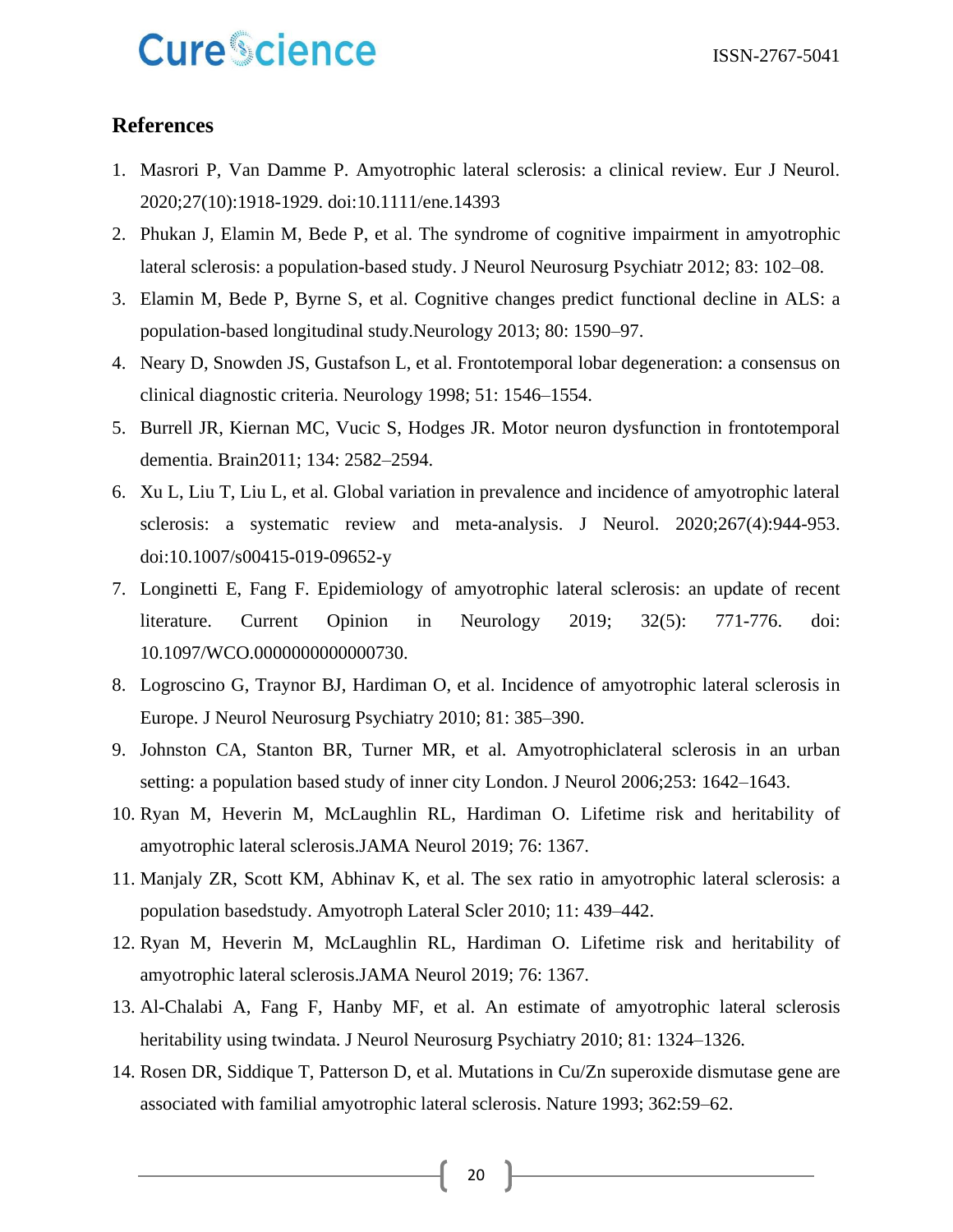## References

1. Masrori P, Van Damme P. Amyotrophic lateral sclerosis: a clinical review. Eur J Neurol. 2020;27(10):1918-1929. doi:10.1111/ene.14393
2. Phukan J, Elamin M, Bede P, et al. The syndrome of cognitive impairment in amyotrophic lateral sclerosis: a population-based study. J Neurol Neurosurg Psychiatr 2012; 83: 102–08.
3. Elamin M, Bede P, Byrne S, et al. Cognitive changes predict functional decline in ALS: a population-based longitudinal study.Neurology 2013; 80: 1590–97.
4. Neary D, Snowden JS, Gustafson L, et al. Frontotemporal lobar degeneration: a consensus on clinical diagnostic criteria. Neurology 1998; 51: 1546–1554.
5. Burrell JR, Kiernan MC, Vucic S, Hodges JR. Motor neuron dysfunction in frontotemporal dementia. Brain2011; 134: 2582–2594.
6. Xu L, Liu T, Liu L, et al. Global variation in prevalence and incidence of amyotrophic lateral sclerosis: a systematic review and meta-analysis. J Neurol. 2020;267(4):944-953. doi:10.1007/s00415-019-09652-y
7. Longinetti E, Fang F. Epidemiology of amyotrophic lateral sclerosis: an update of recent literature. Current Opinion in Neurology 2019; 32(5): 771-776. doi: 10.1097/WCO.0000000000000730.
8. Logroscino G, Traynor BJ, Hardiman O, et al. Incidence of amyotrophic lateral sclerosis in Europe. J Neurol Neurosurg Psychiatry 2010; 81: 385–390.
9. Johnston CA, Stanton BR, Turner MR, et al. Amyotrophiclateral sclerosis in an urban setting: a population based study of inner city London. J Neurol 2006;253: 1642–1643.
10. Ryan M, Heverin M, McLaughlin RL, Hardiman O. Lifetime risk and heritability of amyotrophic lateral sclerosis.JAMA Neurol 2019; 76: 1367.
11. Manjaly ZR, Scott KM, Abhinav K, et al. The sex ratio in amyotrophic lateral sclerosis: a population basedstudy. Amyotroph Lateral Scler 2010; 11: 439–442.
12. Ryan M, Heverin M, McLaughlin RL, Hardiman O. Lifetime risk and heritability of amyotrophic lateral sclerosis.JAMA Neurol 2019; 76: 1367.
13. Al-Chalabi A, Fang F, Hanby MF, et al. An estimate of amyotrophic lateral sclerosis heritability using twindata. J Neurol Neurosurg Psychiatry 2010; 81: 1324–1326.
14. Rosen DR, Siddique T, Patterson D, et al. Mutations in Cu/Zn superoxide dismutase gene are associated with familial amyotrophic lateral sclerosis. Nature 1993; 362:59–62.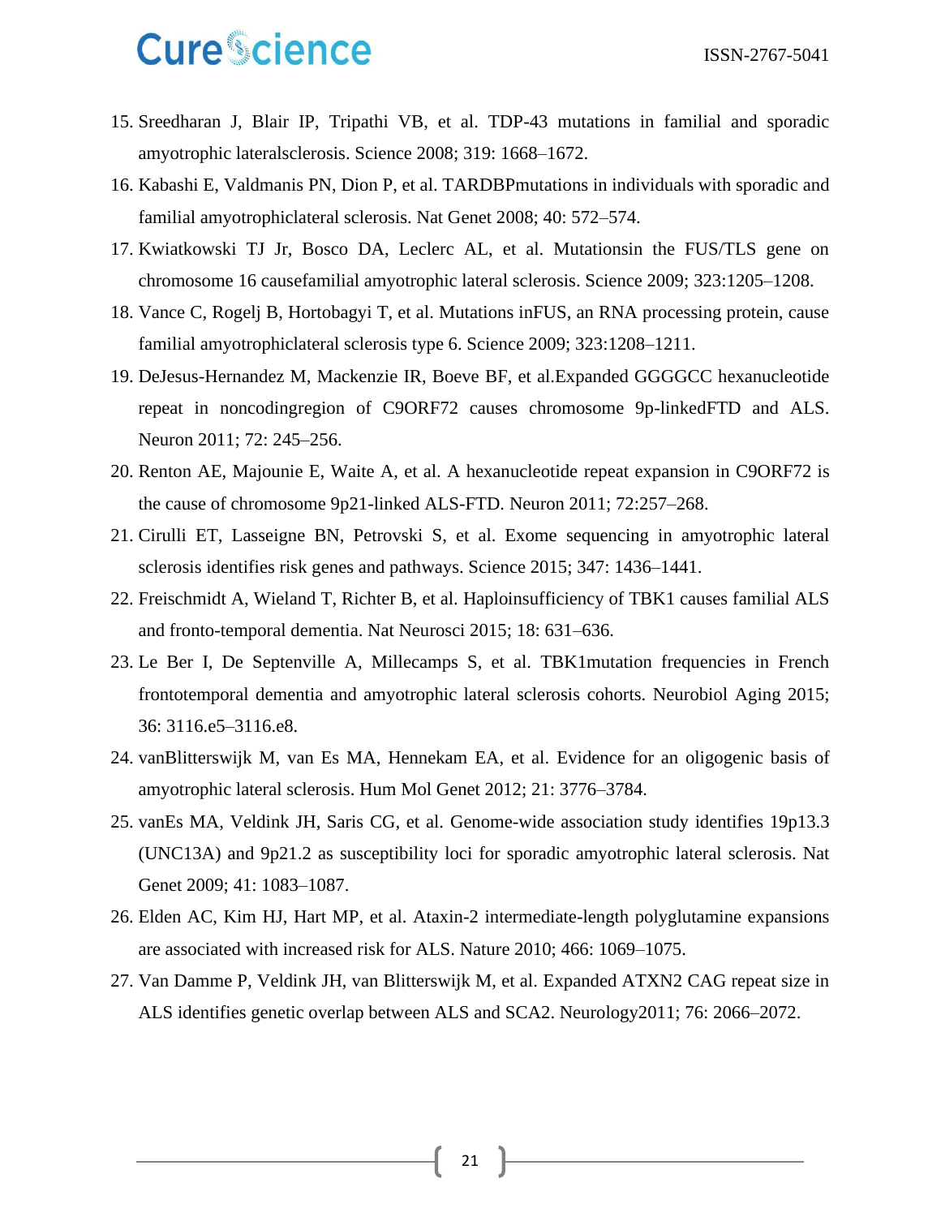15. Sreedharan J, Blair IP, Tripathi VB, et al. TDP-43 mutations in familial and sporadic amyotrophic lateralsclerosis. Science 2008; 319: 1668–1672.
16. Kabashi E, Valdmanis PN, Dion P, et al. TARDBPmutations in individuals with sporadic and familial amyotrophiclateral sclerosis. Nat Genet 2008; 40: 572–574.
17. Kwiatkowski TJ Jr, Bosco DA, Leclerc AL, et al. Mutationsin the FUS/TLS gene on chromosome 16 causefamilial amyotrophic lateral sclerosis. Science 2009; 323:1205–1208.
18. Vance C, Rogelj B, Hortobagyi T, et al. Mutations inFUS, an RNA processing protein, cause familial amyotrophiclateral sclerosis type 6. Science 2009; 323:1208–1211.
19. DeJesus-Hernandez M, Mackenzie IR, Boeve BF, et al.Expanded GGGGCC hexanucleotide repeat in noncodingregion of C9ORF72 causes chromosome 9p-linkedFTD and ALS. Neuron 2011; 72: 245–256.
20. Renton AE, Majounie E, Waite A, et al. A hexanucleotide repeat expansion in C9ORF72 is the cause of chromosome 9p21-linked ALS-FTD. Neuron 2011; 72:257–268.
21. Cirulli ET, Lasseigne BN, Petrovski S, et al. Exome sequencing in amyotrophic lateral sclerosis identifies risk genes and pathways. Science 2015; 347: 1436–1441.
22. Freischmidt A, Wieland T, Richter B, et al. Haploinsufficiency of TBK1 causes familial ALS and fronto-temporal dementia. Nat Neurosci 2015; 18: 631–636.
23. Le Ber I, De Septenville A, Millecamps S, et al. TBK1mutation frequencies in French frontotemporal dementia and amyotrophic lateral sclerosis cohorts. Neurobiol Aging 2015; 36: 3116.e5–3116.e8.
24. vanBlitterswijk M, van Es MA, Hennekam EA, et al. Evidence for an oligogenic basis of amyotrophic lateral sclerosis. Hum Mol Genet 2012; 21: 3776–3784.
25. vanEs MA, Veldink JH, Saris CG, et al. Genome-wide association study identifies 19p13.3 (UNC13A) and 9p21.2 as susceptibility loci for sporadic amyotrophic lateral sclerosis. Nat Genet 2009; 41: 1083–1087.
26. Elden AC, Kim HJ, Hart MP, et al. Ataxin-2 intermediate-length polyglutamine expansions are associated with increased risk for ALS. Nature 2010; 466: 1069–1075.
27. Van Damme P, Veldink JH, van Blitterswijk M, et al. Expanded ATXN2 CAG repeat size in ALS identifies genetic overlap between ALS and SCA2. Neurology2011; 76: 2066–2072.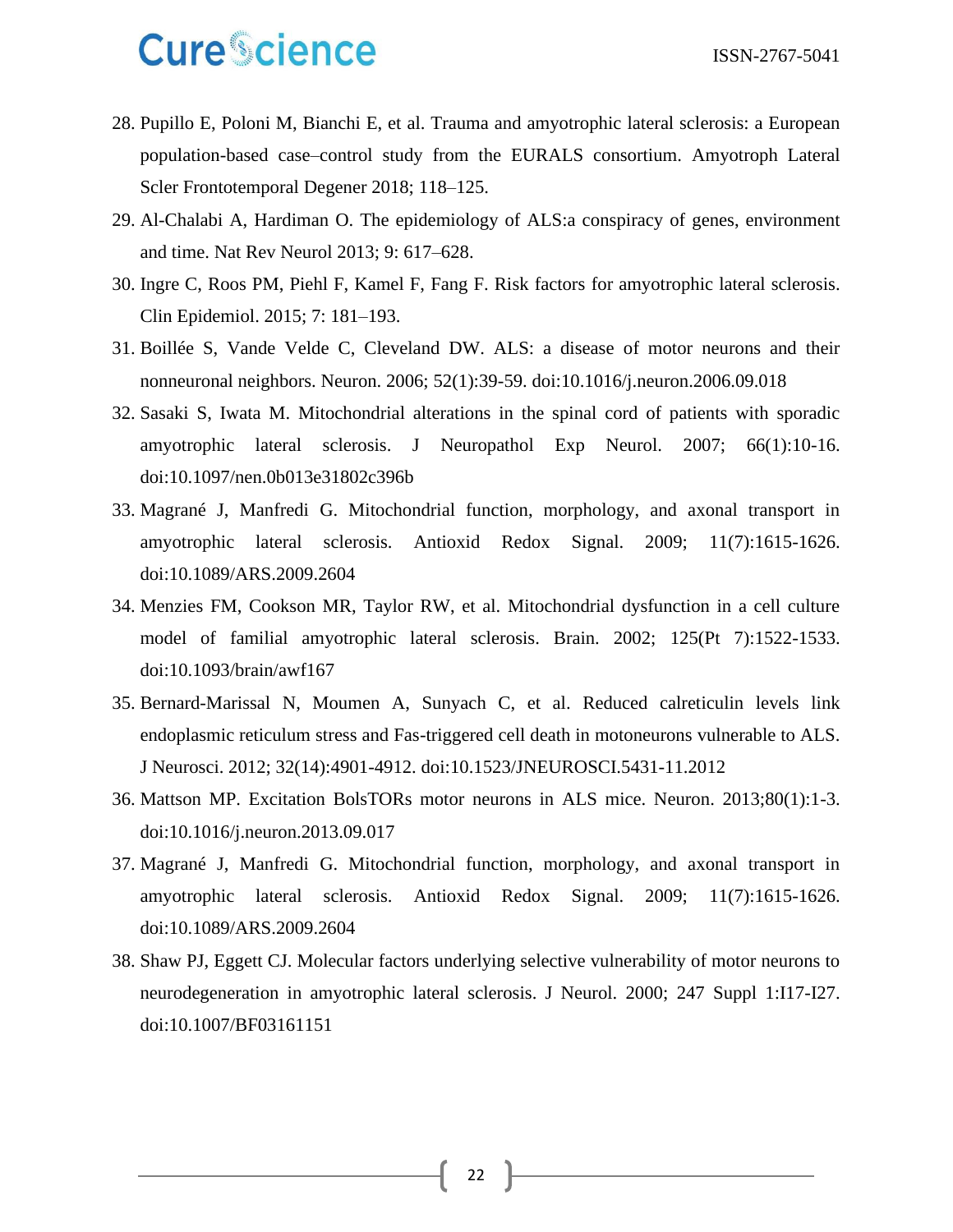28. Pupillo E, Poloni M, Bianchi E, et al. Trauma and amyotrophic lateral sclerosis: a European population-based case–control study from the EURALS consortium. Amyotroph Lateral Scler Frontotemporal Degener 2018; 118–125.
29. Al-Chalabi A, Hardiman O. The epidemiology of ALS:a conspiracy of genes, environment and time. Nat Rev Neurol 2013; 9: 617–628.
30. Ingre C, Roos PM, Piehl F, Kamel F, Fang F. Risk factors for amyotrophic lateral sclerosis. Clin Epidemiol. 2015; 7: 181–193.
31. Boillée S, Vande Velde C, Cleveland DW. ALS: a disease of motor neurons and their nonneuronal neighbors. Neuron. 2006; 52(1):39-59. doi:10.1016/j.neuron.2006.09.018
32. Sasaki S, Iwata M. Mitochondrial alterations in the spinal cord of patients with sporadic amyotrophic lateral sclerosis. J Neuropathol Exp Neurol. 2007; 66(1):10-16. doi:10.1097/nen.0b013e31802c396b
33. Magrané J, Manfredi G. Mitochondrial function, morphology, and axonal transport in amyotrophic lateral sclerosis. Antioxid Redox Signal. 2009; 11(7):1615-1626. doi:10.1089/ARS.2009.2604
34. Menzies FM, Cookson MR, Taylor RW, et al. Mitochondrial dysfunction in a cell culture model of familial amyotrophic lateral sclerosis. Brain. 2002; 125(Pt 7):1522-1533. doi:10.1093/brain/awf167
35. Bernard-Marissal N, Moumen A, Sunyach C, et al. Reduced calreticulin levels link endoplasmic reticulum stress and Fas-triggered cell death in motoneurons vulnerable to ALS. J Neurosci. 2012; 32(14):4901-4912. doi:10.1523/JNEUROSCI.5431-11.2012
36. Mattson MP. Excitation BolsTORs motor neurons in ALS mice. Neuron. 2013;80(1):1-3. doi:10.1016/j.neuron.2013.09.017
37. Magrané J, Manfredi G. Mitochondrial function, morphology, and axonal transport in amyotrophic lateral sclerosis. Antioxid Redox Signal. 2009; 11(7):1615-1626. doi:10.1089/ARS.2009.2604
38. Shaw PJ, Eggett CJ. Molecular factors underlying selective vulnerability of motor neurons to neurodegeneration in amyotrophic lateral sclerosis. J Neurol. 2000; 247 Suppl 1:I17-I27. doi:10.1007/BF03161151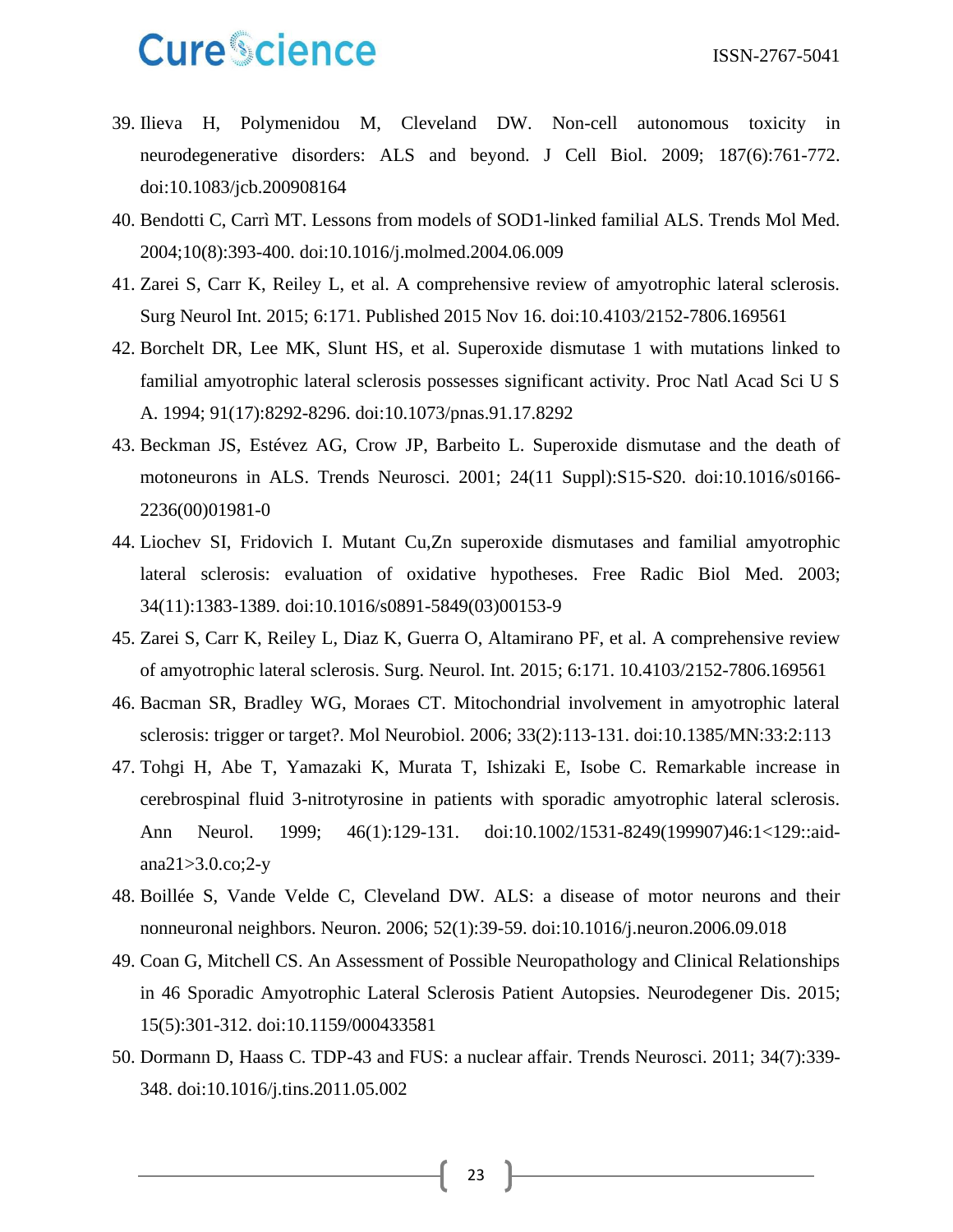39. Ilieva H, Polymenidou M, Cleveland DW. Non-cell autonomous toxicity in neurodegenerative disorders: ALS and beyond. J Cell Biol. 2009; 187(6):761-772. doi:10.1083/jcb.200908164
40. Bendotti C, Carrì MT. Lessons from models of SOD1-linked familial ALS. Trends Mol Med. 2004;10(8):393-400. doi:10.1016/j.molmed.2004.06.009
41. Zarei S, Carr K, Reiley L, et al. A comprehensive review of amyotrophic lateral sclerosis. Surg Neurol Int. 2015; 6:171. Published 2015 Nov 16. doi:10.4103/2152-7806.169561
42. Borchelt DR, Lee MK, Slunt HS, et al. Superoxide dismutase 1 with mutations linked to familial amyotrophic lateral sclerosis possesses significant activity. Proc Natl Acad Sci U S A. 1994; 91(17):8292-8296. doi:10.1073/pnas.91.17.8292
43. Beckman JS, Estévez AG, Crow JP, Barbeito L. Superoxide dismutase and the death of motoneurons in ALS. Trends Neurosci. 2001; 24(11 Suppl):S15-S20. doi:10.1016/s0166-2236(00)01981-0
44. Liochev SI, Fridovich I. Mutant Cu,Zn superoxide dismutases and familial amyotrophic lateral sclerosis: evaluation of oxidative hypotheses. Free Radic Biol Med. 2003; 34(11):1383-1389. doi:10.1016/s0891-5849(03)00153-9
45. Zarei S, Carr K, Reiley L, Diaz K, Guerra O, Altamirano PF, et al. A comprehensive review of amyotrophic lateral sclerosis. Surg. Neurol. Int. 2015; 6:171. 10.4103/2152-7806.169561
46. Bacman SR, Bradley WG, Moraes CT. Mitochondrial involvement in amyotrophic lateral sclerosis: trigger or target?. Mol Neurobiol. 2006; 33(2):113-131. doi:10.1385/MN:33:2:113
47. Tohgi H, Abe T, Yamazaki K, Murata T, Ishizaki E, Isobe C. Remarkable increase in cerebrospinal fluid 3-nitrotyrosine in patients with sporadic amyotrophic lateral sclerosis. Ann Neurol. 1999; 46(1):129-131. doi:10.1002/1531-8249(199907)46:1<129::aid-ana21>3.0.co;2-y
48. Boillée S, Vande Velde C, Cleveland DW. ALS: a disease of motor neurons and their nonneuronal neighbors. Neuron. 2006; 52(1):39-59. doi:10.1016/j.neuron.2006.09.018
49. Coan G, Mitchell CS. An Assessment of Possible Neuropathology and Clinical Relationships in 46 Sporadic Amyotrophic Lateral Sclerosis Patient Autopsies. Neurodegener Dis. 2015; 15(5):301-312. doi:10.1159/000433581
50. Dormann D, Haass C. TDP-43 and FUS: a nuclear affair. Trends Neurosci. 2011; 34(7):339-348. doi:10.1016/j.tins.2011.05.002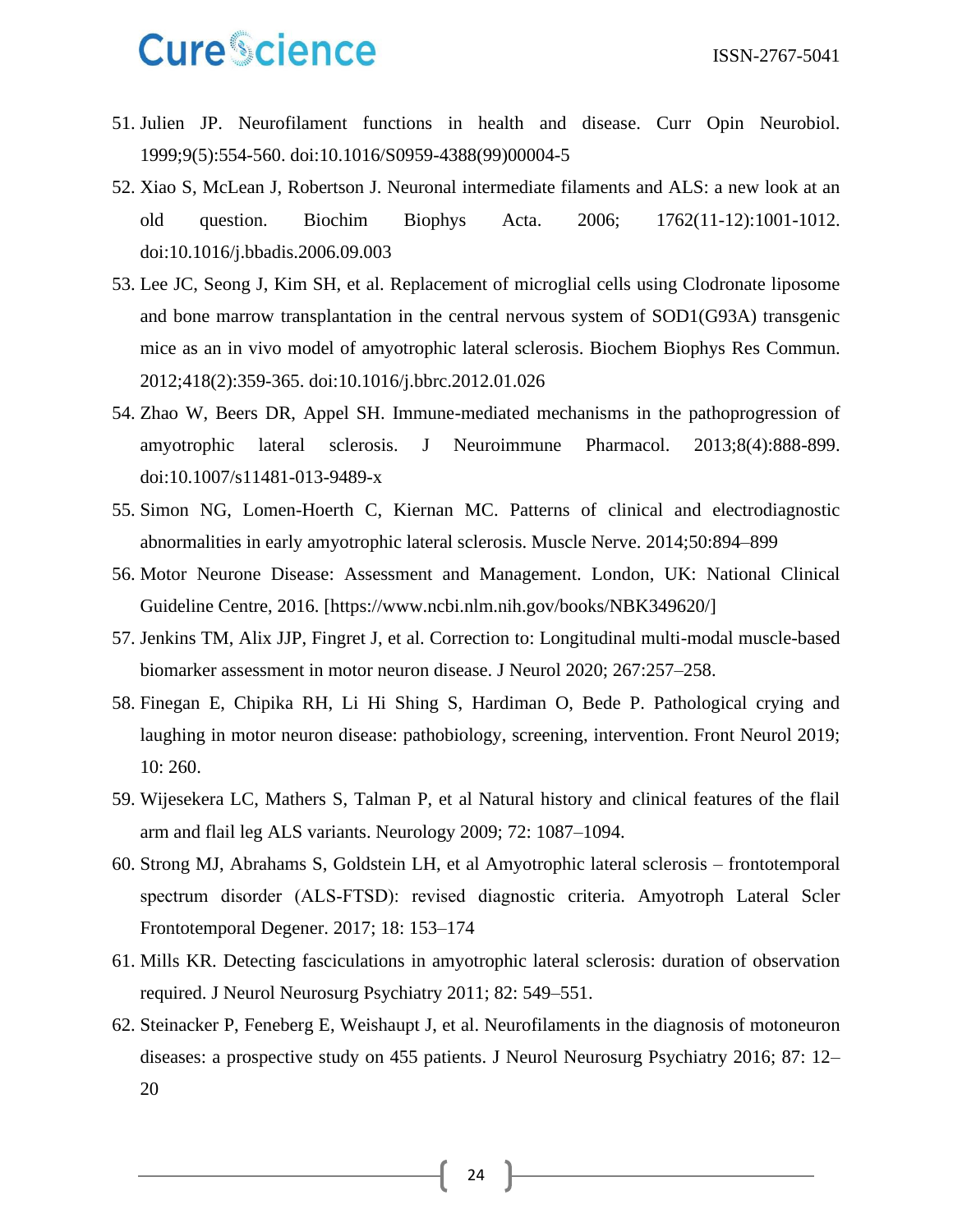51. Julien JP. Neurofilament functions in health and disease. Curr Opin Neurobiol. 1999;9(5):554-560. doi:10.1016/S0959-4388(99)00004-5
52. Xiao S, McLean J, Robertson J. Neuronal intermediate filaments and ALS: a new look at an old question. Biochim Biophys Acta. 2006; 1762(11-12):1001-1012. doi:10.1016/j.bbadis.2006.09.003
53. Lee JC, Seong J, Kim SH, et al. Replacement of microglial cells using Clodronate liposome and bone marrow transplantation in the central nervous system of SOD1(G93A) transgenic mice as an in vivo model of amyotrophic lateral sclerosis. Biochem Biophys Res Commun. 2012;418(2):359-365. doi:10.1016/j.bbrc.2012.01.026
54. Zhao W, Beers DR, Appel SH. Immune-mediated mechanisms in the pathoprogression of amyotrophic lateral sclerosis. J Neuroimmune Pharmacol. 2013;8(4):888-899. doi:10.1007/s11481-013-9489-x
55. Simon NG, Lomen-Hoerth C, Kiernan MC. Patterns of clinical and electrodiagnostic abnormalities in early amyotrophic lateral sclerosis. Muscle Nerve. 2014;50:894–899
56. Motor Neurone Disease: Assessment and Management. London, UK: National Clinical Guideline Centre, 2016. [https://www.ncbi.nlm.nih.gov/books/NBK349620/]
57. Jenkins TM, Alix JJP, Fingret J, et al. Correction to: Longitudinal multi-modal muscle-based biomarker assessment in motor neuron disease. J Neurol 2020; 267:257–258.
58. Finegan E, Chipika RH, Li Hi Shing S, Hardiman O, Bede P. Pathological crying and laughing in motor neuron disease: pathobiology, screening, intervention. Front Neurol 2019; 10: 260.
59. Wijesekera LC, Mathers S, Talman P, et al Natural history and clinical features of the flail arm and flail leg ALS variants. Neurology 2009; 72: 1087–1094.
60. Strong MJ, Abrahams S, Goldstein LH, et al Amyotrophic lateral sclerosis – frontotemporal spectrum disorder (ALS-FTSD): revised diagnostic criteria. Amyotroph Lateral Scler Frontotemporal Degener. 2017; 18: 153–174
61. Mills KR. Detecting fasciculations in amyotrophic lateral sclerosis: duration of observation required. J Neurol Neurosurg Psychiatry 2011; 82: 549–551.
62. Steinacker P, Feneberg E, Weishaupt J, et al. Neurofilaments in the diagnosis of motoneuron diseases: a prospective study on 455 patients. J Neurol Neurosurg Psychiatry 2016; 87: 12–20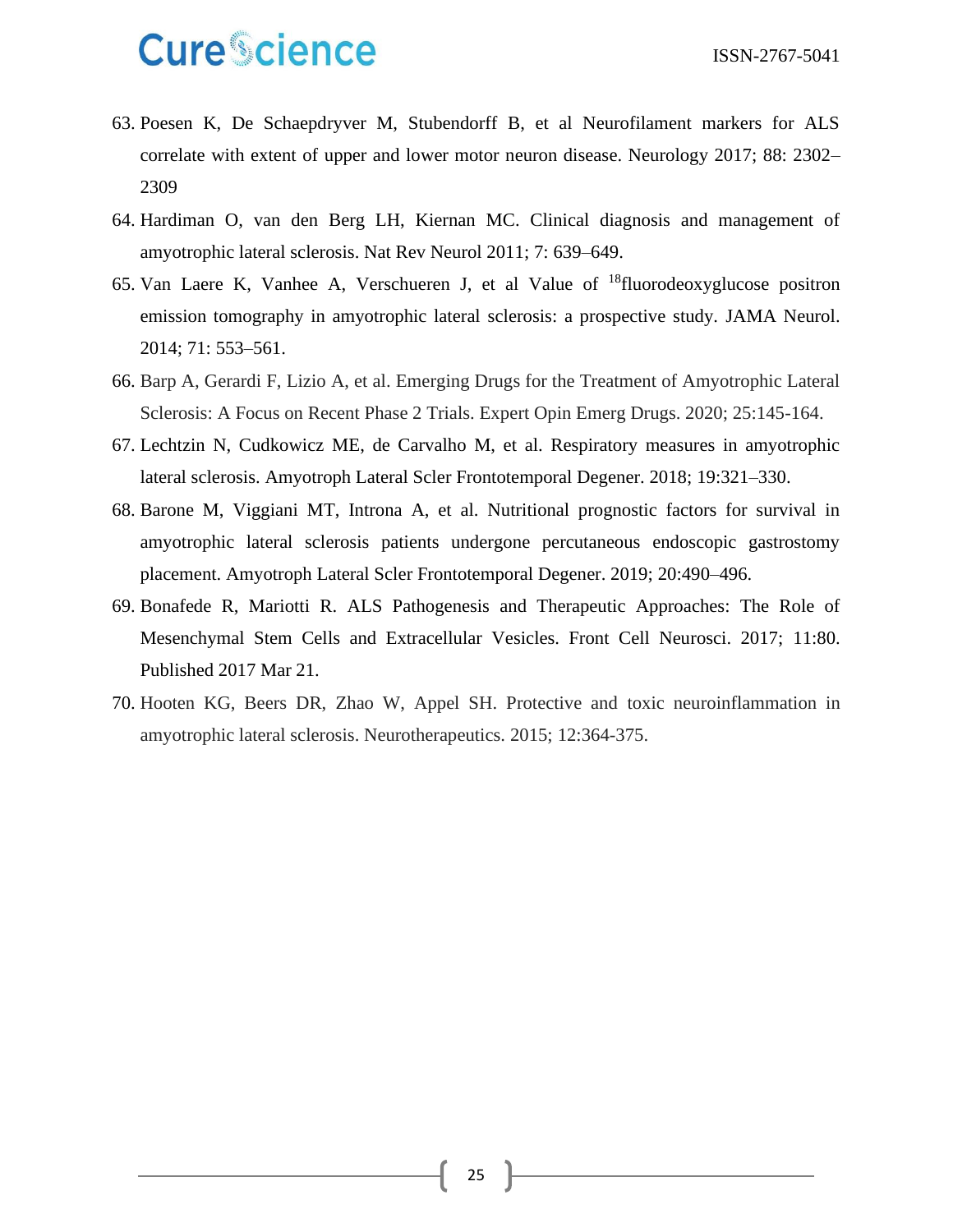63. Poesen K, De Schaepdryver M, Stubendorff B, et al Neurofilament markers for ALS correlate with extent of upper and lower motor neuron disease. Neurology 2017; 88: 2302–2309
64. Hardiman O, van den Berg LH, Kiernan MC. Clinical diagnosis and management of amyotrophic lateral sclerosis. Nat Rev Neurol 2011; 7: 639–649.
65. Van Laere K, Vanhee A, Verschueren J, et al Value of $^{18}$fluorodeoxyglucose positron emission tomography in amyotrophic lateral sclerosis: a prospective study. JAMA Neurol. 2014; 71: 553–561.
66. Barp A, Gerardi F, Lizio A, et al. Emerging Drugs for the Treatment of Amyotrophic Lateral Sclerosis: A Focus on Recent Phase 2 Trials. Expert Opin Emerg Drugs. 2020; 25:145-164.
67. Lechtzin N, Cudkowicz ME, de Carvalho M, et al. Respiratory measures in amyotrophic lateral sclerosis. Amyotroph Lateral Scler Frontotemporal Degener. 2018; 19:321–330.
68. Barone M, Viggiani MT, Introna A, et al. Nutritional prognostic factors for survival in amyotrophic lateral sclerosis patients undergone percutaneous endoscopic gastrostomy placement. Amyotroph Lateral Scler Frontotemporal Degener. 2019; 20:490–496.
69. Bonafede R, Mariotti R. ALS Pathogenesis and Therapeutic Approaches: The Role of Mesenchymal Stem Cells and Extracellular Vesicles. Front Cell Neurosci. 2017; 11:80. Published 2017 Mar 21.
70. Hooten KG, Beers DR, Zhao W, Appel SH. Protective and toxic neuroinflammation in amyotrophic lateral sclerosis. Neurotherapeutics. 2015; 12:364-375.